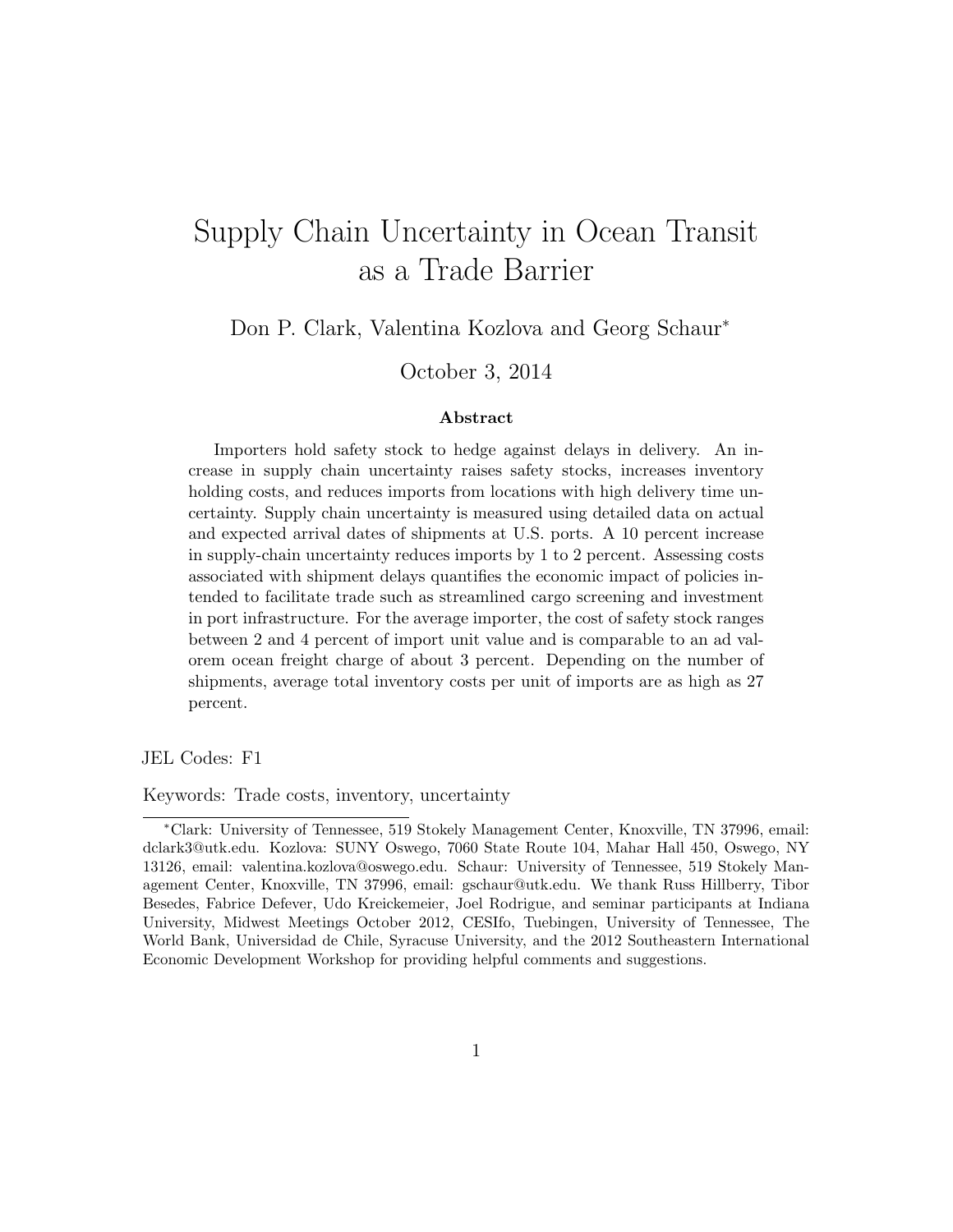# Supply Chain Uncertainty in Ocean Transit as a Trade Barrier

Don P. Clark, Valentina Kozlova and Georg Schaur*

October 3, 2014

### Abstract

Importers hold safety stock to hedge against delays in delivery. An increase in supply chain uncertainty raises safety stocks, increases inventory holding costs, and reduces imports from locations with high delivery time uncertainty. Supply chain uncertainty is measured using detailed data on actual and expected arrival dates of shipments at U.S. ports. A 10 percent increase in supply-chain uncertainty reduces imports by 1 to 2 percent. Assessing costs associated with shipment delays quantifies the economic impact of policies intended to facilitate trade such as streamlined cargo screening and investment in port infrastructure. For the average importer, the cost of safety stock ranges between 2 and 4 percent of import unit value and is comparable to an ad valorem ocean freight charge of about 3 percent. Depending on the number of shipments, average total inventory costs per unit of imports are as high as 27 percent.

JEL Codes: F1

Keywords: Trade costs, inventory, uncertainty

---

*Clark: University of Tennessee, 519 Stokely Management Center, Knoxville, TN 37996, email: dclark3@utk.edu. Kozlova: SUNY Oswego, 7060 State Route 104, Mahar Hall 450, Oswego, NY 13126, email: valentina.kozlova@oswego.edu. Schaur: University of Tennessee, 519 Stokely Management Center, Knoxville, TN 37996, email: gschaur@utk.edu. We thank Russ Hillberry, Tibor Besedes, Fabrice Defever, Udo Kreickemeier, Joel Rodrigue, and seminar participants at Indiana University, Midwest Meetings October 2012, CESIfo, Tuebingen, University of Tennessee, The World Bank, Universidad de Chile, Syracuse University, and the 2012 Southeastern International Economic Development Workshop for providing helpful comments and suggestions.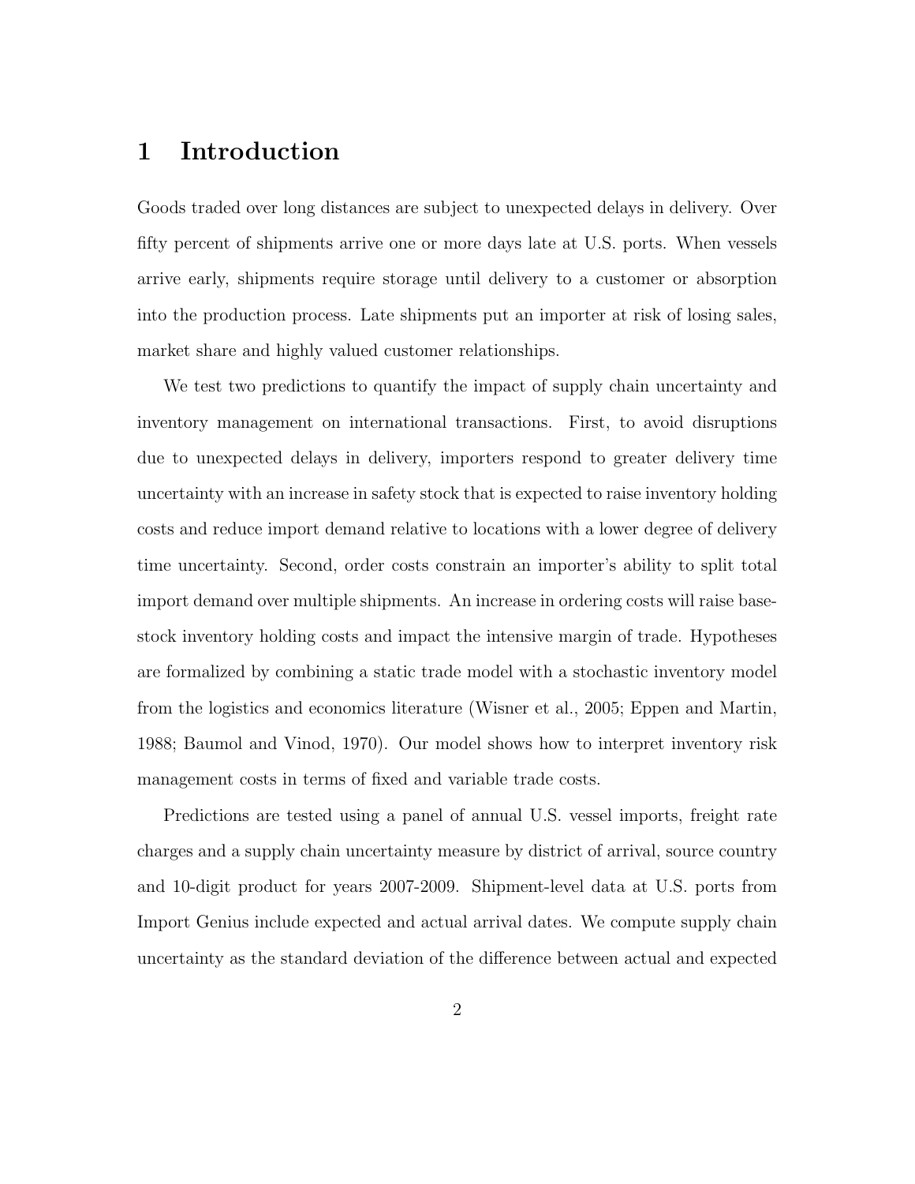# 1 Introduction

Goods traded over long distances are subject to unexpected delays in delivery. Over fifty percent of shipments arrive one or more days late at U.S. ports. When vessels arrive early, shipments require storage until delivery to a customer or absorption into the production process. Late shipments put an importer at risk of losing sales, market share and highly valued customer relationships.

We test two predictions to quantify the impact of supply chain uncertainty and inventory management on international transactions. First, to avoid disruptions due to unexpected delays in delivery, importers respond to greater delivery time uncertainty with an increase in safety stock that is expected to raise inventory holding costs and reduce import demand relative to locations with a lower degree of delivery time uncertainty. Second, order costs constrain an importer's ability to split total import demand over multiple shipments. An increase in ordering costs will raise base-stock inventory holding costs and impact the intensive margin of trade. Hypotheses are formalized by combining a static trade model with a stochastic inventory model from the logistics and economics literature (Wisner et al., 2005; Eppen and Martin, 1988; Baumol and Vinod, 1970). Our model shows how to interpret inventory risk management costs in terms of fixed and variable trade costs.

Predictions are tested using a panel of annual U.S. vessel imports, freight rate charges and a supply chain uncertainty measure by district of arrival, source country and 10-digit product for years 2007-2009. Shipment-level data at U.S. ports from Import Genius include expected and actual arrival dates. We compute supply chain uncertainty as the standard deviation of the difference between actual and expected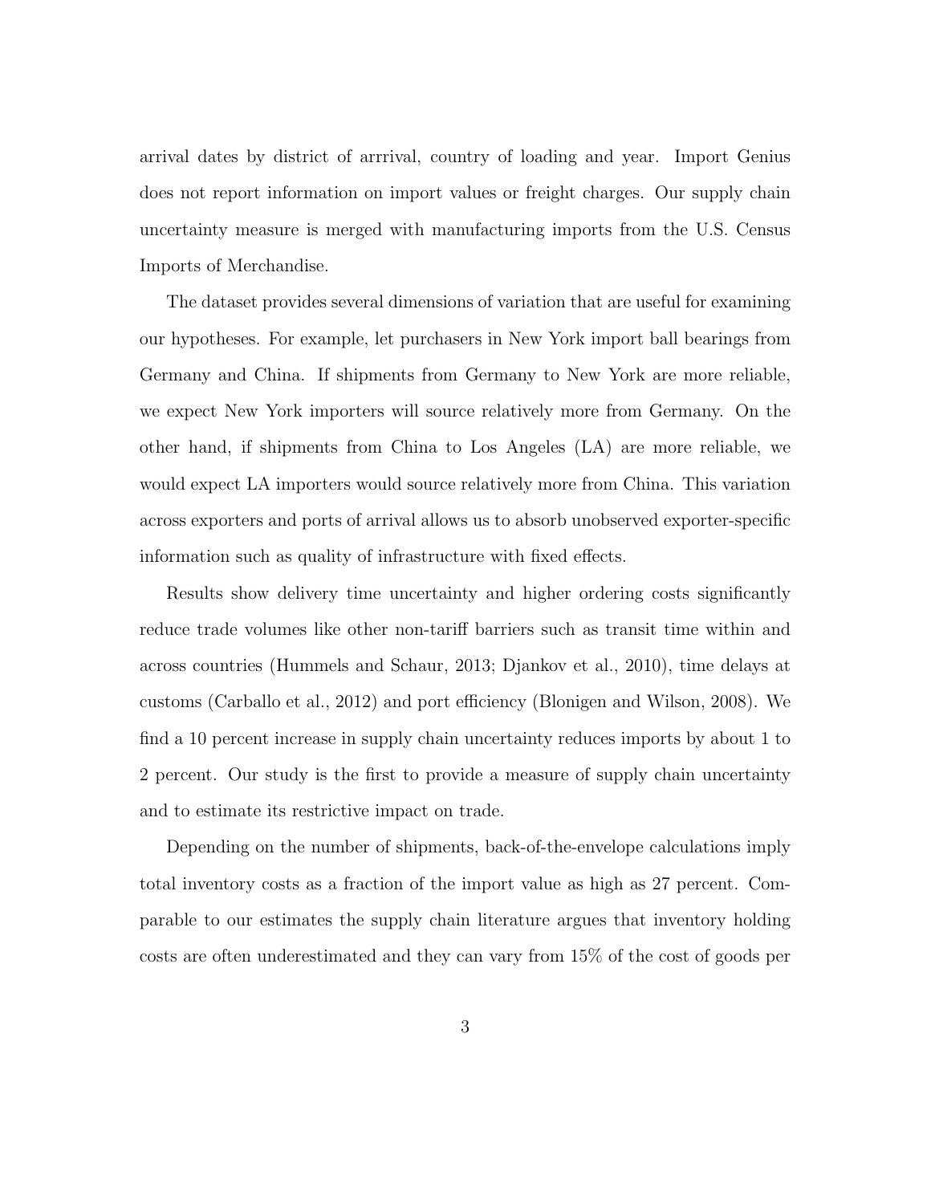arrival dates by district of arrrival, country of loading and year. Import Genius does not report information on import values or freight charges. Our supply chain uncertainty measure is merged with manufacturing imports from the U.S. Census Imports of Merchandise.

The dataset provides several dimensions of variation that are useful for examining our hypotheses. For example, let purchasers in New York import ball bearings from Germany and China. If shipments from Germany to New York are more reliable, we expect New York importers will source relatively more from Germany. On the other hand, if shipments from China to Los Angeles (LA) are more reliable, we would expect LA importers would source relatively more from China. This variation across exporters and ports of arrival allows us to absorb unobserved exporter-specific information such as quality of infrastructure with fixed effects.

Results show delivery time uncertainty and higher ordering costs significantly reduce trade volumes like other non-tariff barriers such as transit time within and across countries (Hummels and Schaur, 2013; Djankov et al., 2010), time delays at customs (Carballo et al., 2012) and port efficiency (Blonigen and Wilson, 2008). We find a 10 percent increase in supply chain uncertainty reduces imports by about 1 to 2 percent. Our study is the first to provide a measure of supply chain uncertainty and to estimate its restrictive impact on trade.

Depending on the number of shipments, back-of-the-envelope calculations imply total inventory costs as a fraction of the import value as high as 27 percent. Comparable to our estimates the supply chain literature argues that inventory holding costs are often underestimated and they can vary from 15% of the cost of goods per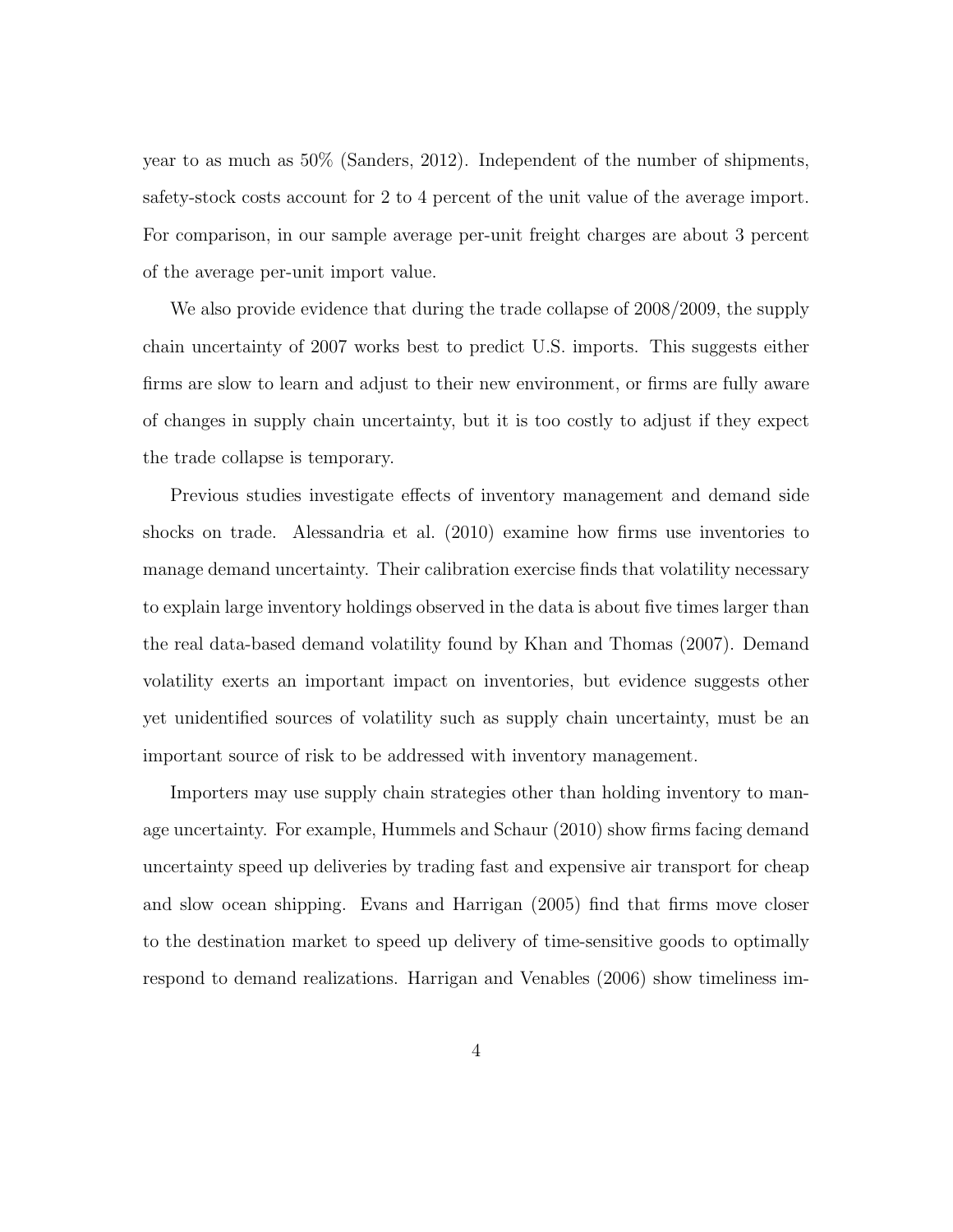year to as much as 50% (Sanders, 2012). Independent of the number of shipments, safety-stock costs account for 2 to 4 percent of the unit value of the average import. For comparison, in our sample average per-unit freight charges are about 3 percent of the average per-unit import value.

We also provide evidence that during the trade collapse of 2008/2009, the supply chain uncertainty of 2007 works best to predict U.S. imports. This suggests either firms are slow to learn and adjust to their new environment, or firms are fully aware of changes in supply chain uncertainty, but it is too costly to adjust if they expect the trade collapse is temporary.

Previous studies investigate effects of inventory management and demand side shocks on trade. Alessandria et al. (2010) examine how firms use inventories to manage demand uncertainty. Their calibration exercise finds that volatility necessary to explain large inventory holdings observed in the data is about five times larger than the real data-based demand volatility found by Khan and Thomas (2007). Demand volatility exerts an important impact on inventories, but evidence suggests other yet unidentified sources of volatility such as supply chain uncertainty, must be an important source of risk to be addressed with inventory management.

Importers may use supply chain strategies other than holding inventory to manage uncertainty. For example, Hummels and Schaur (2010) show firms facing demand uncertainty speed up deliveries by trading fast and expensive air transport for cheap and slow ocean shipping. Evans and Harrigan (2005) find that firms move closer to the destination market to speed up delivery of time-sensitive goods to optimally respond to demand realizations. Harrigan and Venables (2006) show timeliness im-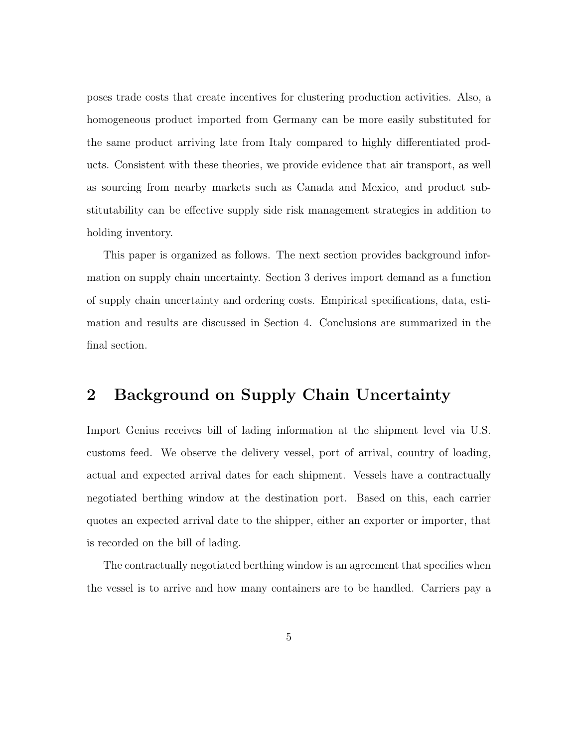poses trade costs that create incentives for clustering production activities. Also, a homogeneous product imported from Germany can be more easily substituted for the same product arriving late from Italy compared to highly differentiated products. Consistent with these theories, we provide evidence that air transport, as well as sourcing from nearby markets such as Canada and Mexico, and product substitutability can be effective supply side risk management strategies in addition to holding inventory.

This paper is organized as follows. The next section provides background information on supply chain uncertainty. Section 3 derives import demand as a function of supply chain uncertainty and ordering costs. Empirical specifications, data, estimation and results are discussed in Section 4. Conclusions are summarized in the final section.

## 2 Background on Supply Chain Uncertainty

Import Genius receives bill of lading information at the shipment level via U.S. customs feed. We observe the delivery vessel, port of arrival, country of loading, actual and expected arrival dates for each shipment. Vessels have a contractually negotiated berthing window at the destination port. Based on this, each carrier quotes an expected arrival date to the shipper, either an exporter or importer, that is recorded on the bill of lading.

The contractually negotiated berthing window is an agreement that specifies when the vessel is to arrive and how many containers are to be handled. Carriers pay a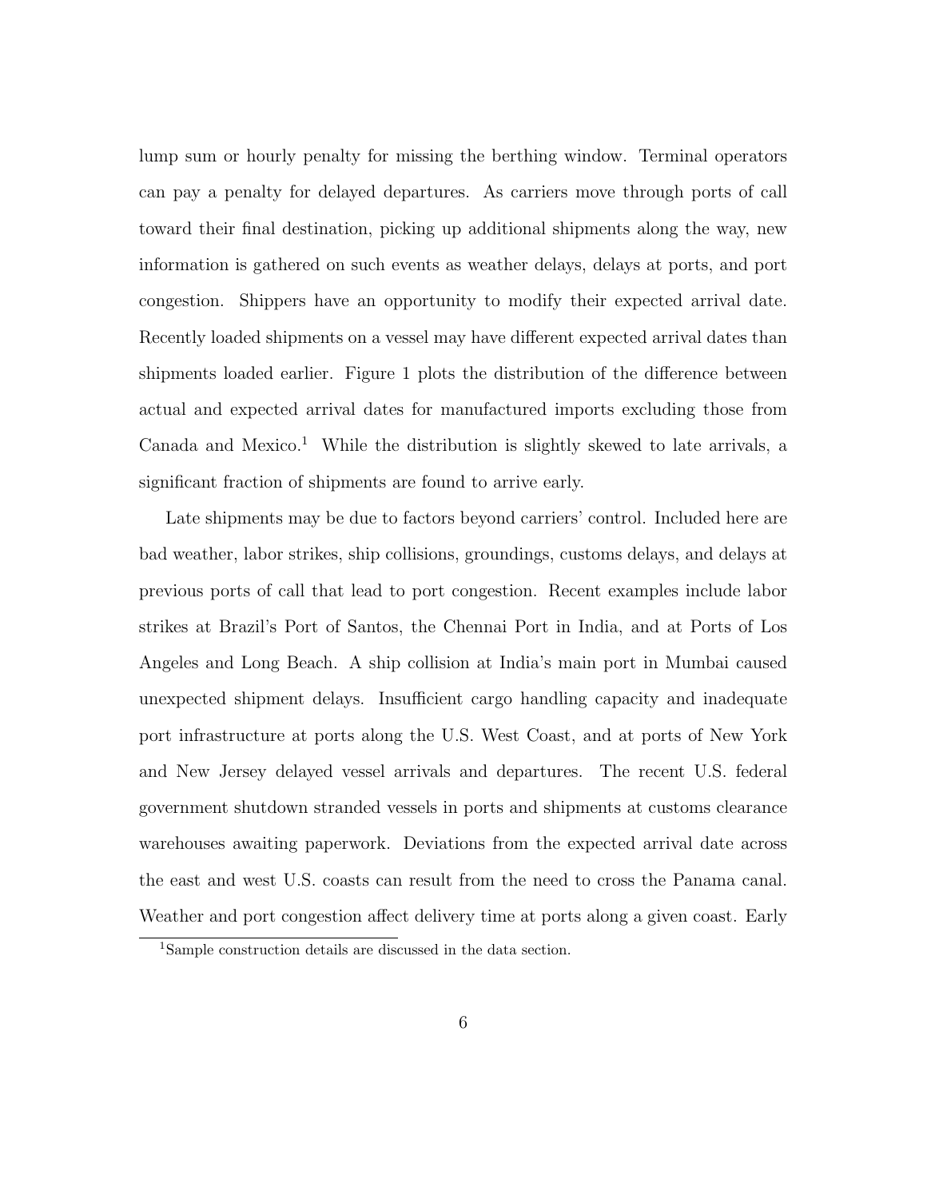lump sum or hourly penalty for missing the berthing window. Terminal operators can pay a penalty for delayed departures. As carriers move through ports of call toward their final destination, picking up additional shipments along the way, new information is gathered on such events as weather delays, delays at ports, and port congestion. Shippers have an opportunity to modify their expected arrival date. Recently loaded shipments on a vessel may have different expected arrival dates than shipments loaded earlier. Figure 1 plots the distribution of the difference between actual and expected arrival dates for manufactured imports excluding those from Canada and Mexico.[1] While the distribution is slightly skewed to late arrivals, a significant fraction of shipments are found to arrive early.

Late shipments may be due to factors beyond carriers' control. Included here are bad weather, labor strikes, ship collisions, groundings, customs delays, and delays at previous ports of call that lead to port congestion. Recent examples include labor strikes at Brazil's Port of Santos, the Chennai Port in India, and at Ports of Los Angeles and Long Beach. A ship collision at India's main port in Mumbai caused unexpected shipment delays. Insufficient cargo handling capacity and inadequate port infrastructure at ports along the U.S. West Coast, and at ports of New York and New Jersey delayed vessel arrivals and departures. The recent U.S. federal government shutdown stranded vessels in ports and shipments at customs clearance warehouses awaiting paperwork. Deviations from the expected arrival date across the east and west U.S. coasts can result from the need to cross the Panama canal. Weather and port congestion affect delivery time at ports along a given coast. Early

[1] Sample construction details are discussed in the data section.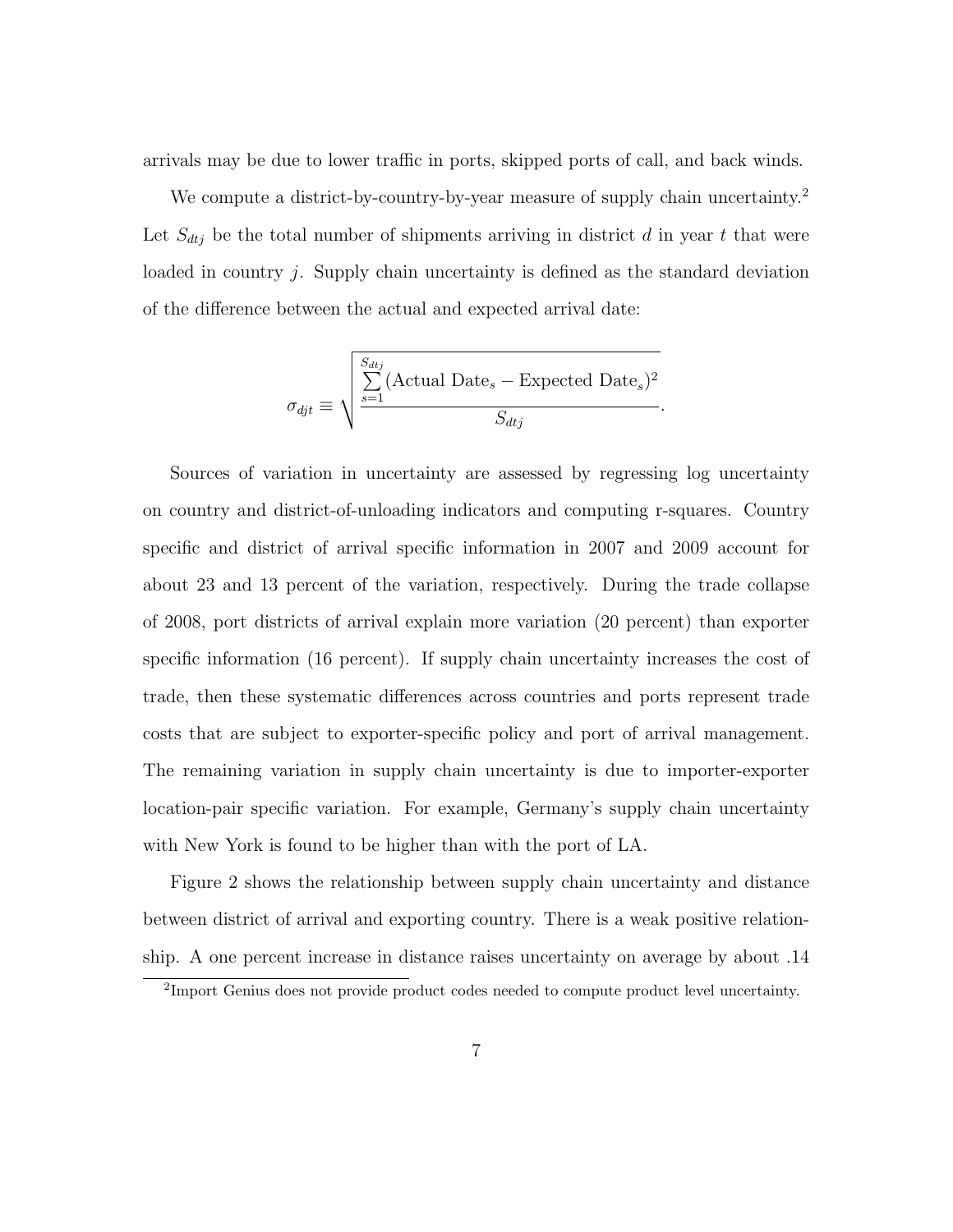arrivals may be due to lower traffic in ports, skipped ports of call, and back winds.

We compute a district-by-country-by-year measure of supply chain uncertainty.[2] Let $S_{dtj}$ be the total number of shipments arriving in district $d$ in year $t$ that were loaded in country $j$. Supply chain uncertainty is defined as the standard deviation of the difference between the actual and expected arrival date:

$$\sigma_{djt} \equiv \sqrt{\frac{\sum_{s=1}^{S_{dtj}} (\text{Actual Date}_s - \text{Expected Date}_s)^2}{S_{dtj}}}.$$

Sources of variation in uncertainty are assessed by regressing log uncertainty on country and district-of-unloading indicators and computing r-squares. Country specific and district of arrival specific information in 2007 and 2009 account for about 23 and 13 percent of the variation, respectively. During the trade collapse of 2008, port districts of arrival explain more variation (20 percent) than exporter specific information (16 percent). If supply chain uncertainty increases the cost of trade, then these systematic differences across countries and ports represent trade costs that are subject to exporter-specific policy and port of arrival management. The remaining variation in supply chain uncertainty is due to importer-exporter location-pair specific variation. For example, Germany's supply chain uncertainty with New York is found to be higher than with the port of LA.

Figure 2 shows the relationship between supply chain uncertainty and distance between district of arrival and exporting country. There is a weak positive relationship. A one percent increase in distance raises uncertainty on average by about .14

[2] Import Genius does not provide product codes needed to compute product level uncertainty.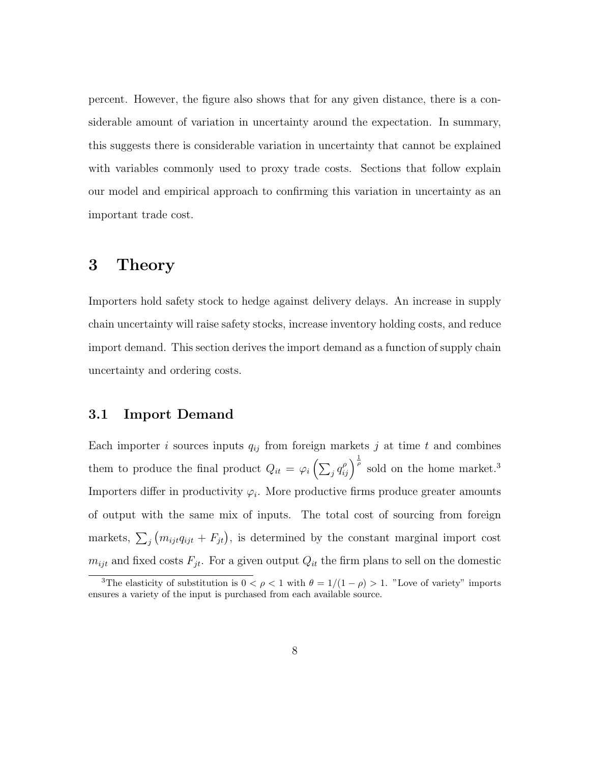percent. However, the figure also shows that for any given distance, there is a considerable amount of variation in uncertainty around the expectation. In summary, this suggests there is considerable variation in uncertainty that cannot be explained with variables commonly used to proxy trade costs. Sections that follow explain our model and empirical approach to confirming this variation in uncertainty as an important trade cost.

# 3 Theory

Importers hold safety stock to hedge against delivery delays. An increase in supply chain uncertainty will raise safety stocks, increase inventory holding costs, and reduce import demand. This section derives the import demand as a function of supply chain uncertainty and ordering costs.

## 3.1 Import Demand

Each importer $i$ sources inputs $q_{ij}$ from foreign markets $j$ at time $t$ and combines them to produce the final product $Q_{it} = \varphi_i \left(\sum_j q_{ij}^{\rho}\right)^{\frac{1}{\rho}}$ sold on the home market.[3] Importers differ in productivity $\varphi_i$. More productive firms produce greater amounts of output with the same mix of inputs. The total cost of sourcing from foreign markets, $\sum_j \left(m_{ijt}q_{ijt} + F_{jt}\right)$, is determined by the constant marginal import cost $m_{ijt}$ and fixed costs $F_{jt}$. For a given output $Q_{it}$ the firm plans to sell on the domestic

[3] The elasticity of substitution is $0 < \rho < 1$ with $\theta = 1/(1-\rho) > 1$. "Love of variety" imports ensures a variety of the input is purchased from each available source.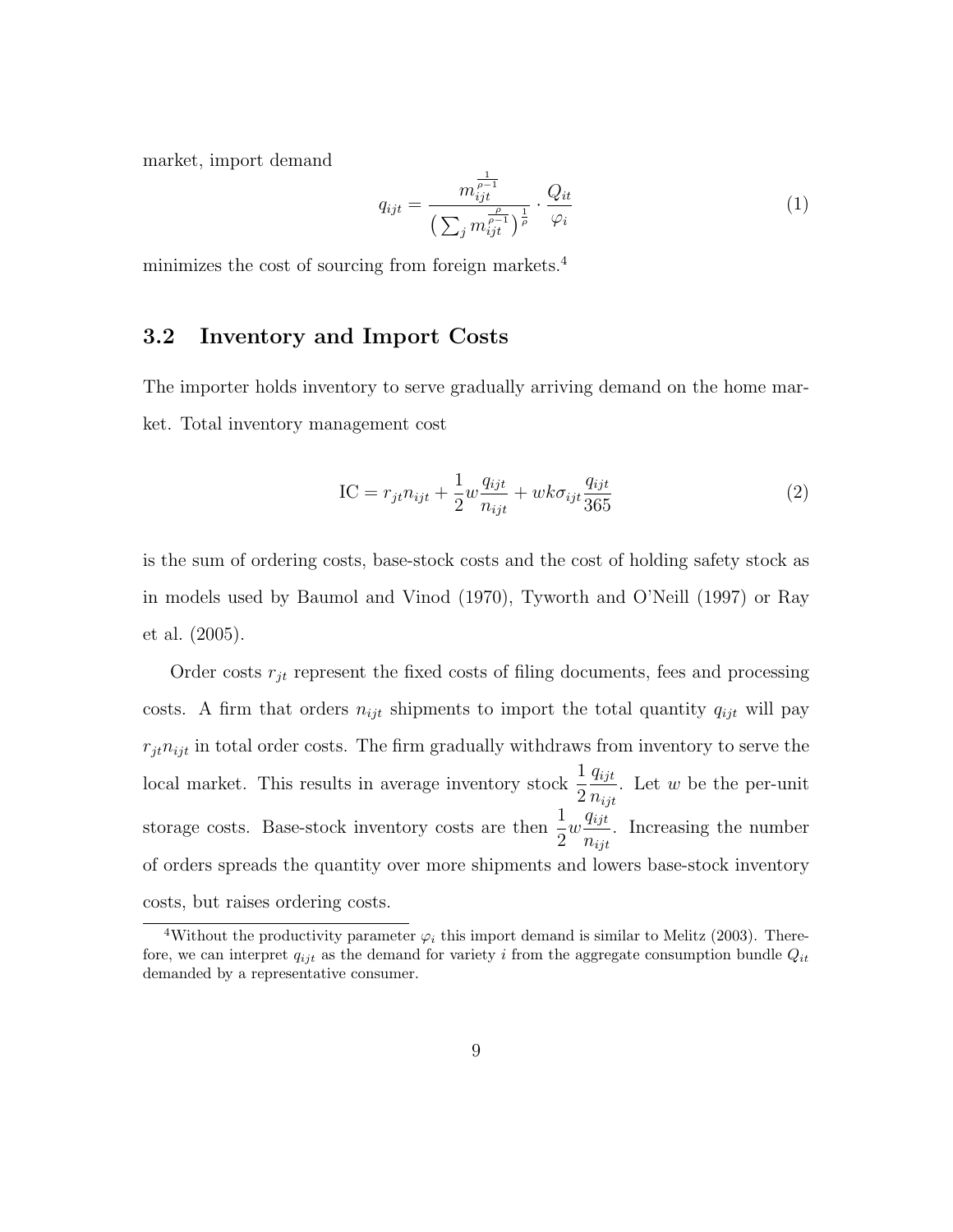market, import demand

$$q_{ijt} = \frac{m_{ijt}^{\frac{1}{\rho-1}}}{\left(\sum_j m_{ijt}^{\frac{\rho}{\rho-1}}\right)^{\frac{1}{\rho}}} \cdot \frac{Q_{it}}{\varphi_i} \tag{1}$$

minimizes the cost of sourcing from foreign markets.[4]

## 3.2 Inventory and Import Costs

The importer holds inventory to serve gradually arriving demand on the home market. Total inventory management cost

$$\text{IC} = r_{jt}n_{ijt} + \frac{1}{2}w\frac{q_{ijt}}{n_{ijt}} + wk\sigma_{ijt}\frac{q_{ijt}}{365} \tag{2}$$

is the sum of ordering costs, base-stock costs and the cost of holding safety stock as in models used by Baumol and Vinod (1970), Tyworth and O'Neill (1997) or Ray et al. (2005).

Order costs $r_{jt}$ represent the fixed costs of filing documents, fees and processing costs. A firm that orders $n_{ijt}$ shipments to import the total quantity $q_{ijt}$ will pay $r_{jt}n_{ijt}$ in total order costs. The firm gradually withdraws from inventory to serve the local market. This results in average inventory stock $\frac{1}{2}\frac{q_{ijt}}{n_{ijt}}$. Let $w$ be the per-unit storage costs. Base-stock inventory costs are then $\frac{1}{2}w\frac{q_{ijt}}{n_{ijt}}$. Increasing the number of orders spreads the quantity over more shipments and lowers base-stock inventory costs, but raises ordering costs.

[4] Without the productivity parameter $\varphi_i$ this import demand is similar to Melitz (2003). Therefore, we can interpret $q_{ijt}$ as the demand for variety $i$ from the aggregate consumption bundle $Q_{it}$ demanded by a representative consumer.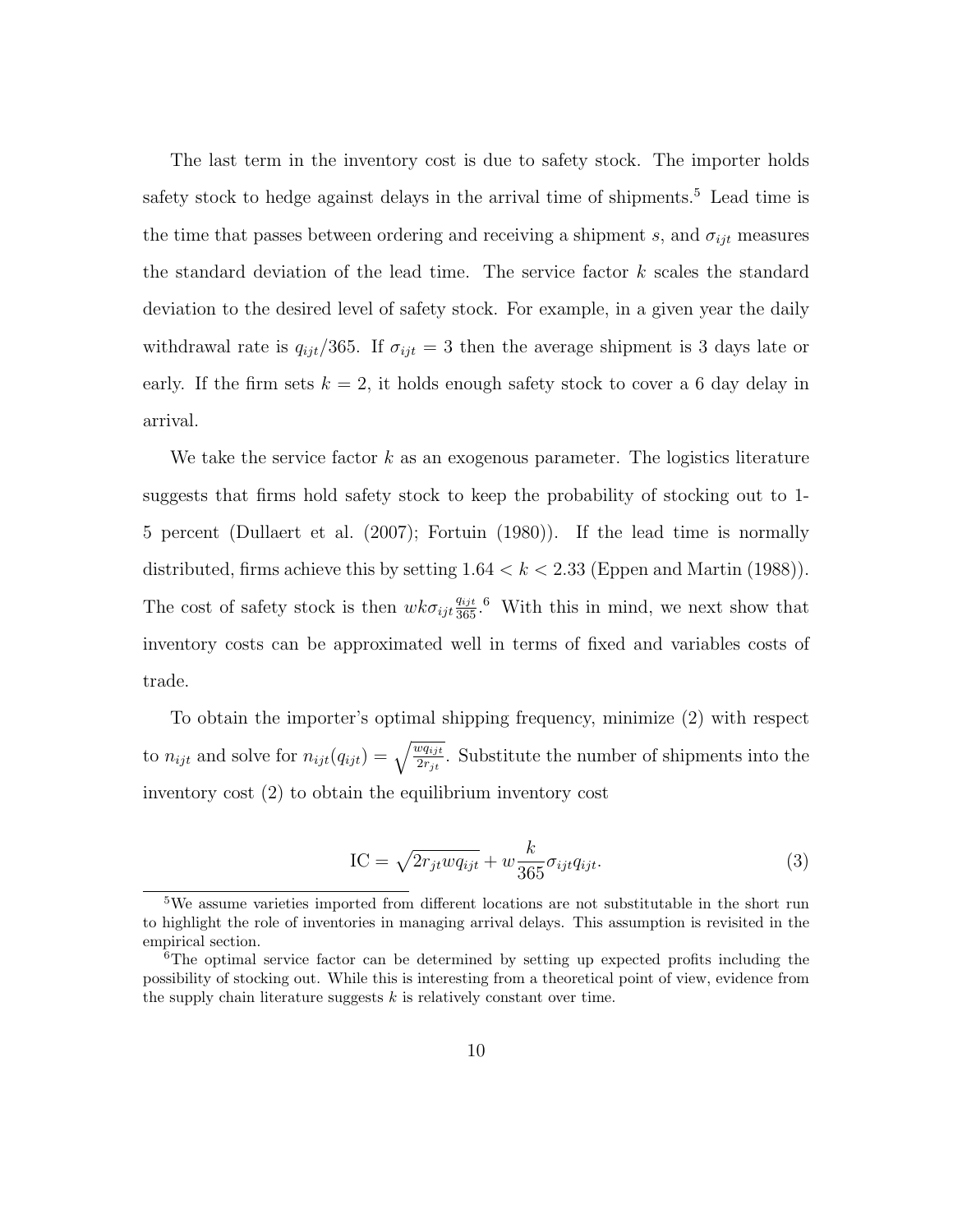The last term in the inventory cost is due to safety stock. The importer holds safety stock to hedge against delays in the arrival time of shipments.[5] Lead time is the time that passes between ordering and receiving a shipment $s$, and $\sigma_{ijt}$ measures the standard deviation of the lead time. The service factor $k$ scales the standard deviation to the desired level of safety stock. For example, in a given year the daily withdrawal rate is $q_{ijt}/365$. If $\sigma_{ijt} = 3$ then the average shipment is 3 days late or early. If the firm sets $k = 2$, it holds enough safety stock to cover a 6 day delay in arrival.

We take the service factor $k$ as an exogenous parameter. The logistics literature suggests that firms hold safety stock to keep the probability of stocking out to 1-5 percent (Dullaert et al. (2007); Fortuin (1980)). If the lead time is normally distributed, firms achieve this by setting $1.64 < k < 2.33$ (Eppen and Martin (1988)). The cost of safety stock is then $wk\sigma_{ijt}\frac{q_{ijt}}{365}$.[6] With this in mind, we next show that inventory costs can be approximated well in terms of fixed and variables costs of trade.

To obtain the importer's optimal shipping frequency, minimize (2) with respect to $n_{ijt}$ and solve for $n_{ijt}(q_{ijt}) = \sqrt{\frac{wq_{ijt}}{2r_{jt}}}$. Substitute the number of shipments into the inventory cost (2) to obtain the equilibrium inventory cost

$$\text{IC} = \sqrt{2r_{jt}wq_{ijt}} + w\frac{k}{365}\sigma_{ijt}q_{ijt}. \tag{3}$$

[5] We assume varieties imported from different locations are not substitutable in the short run to highlight the role of inventories in managing arrival delays. This assumption is revisited in the empirical section.

[6] The optimal service factor can be determined by setting up expected profits including the possibility of stocking out. While this is interesting from a theoretical point of view, evidence from the supply chain literature suggests $k$ is relatively constant over time.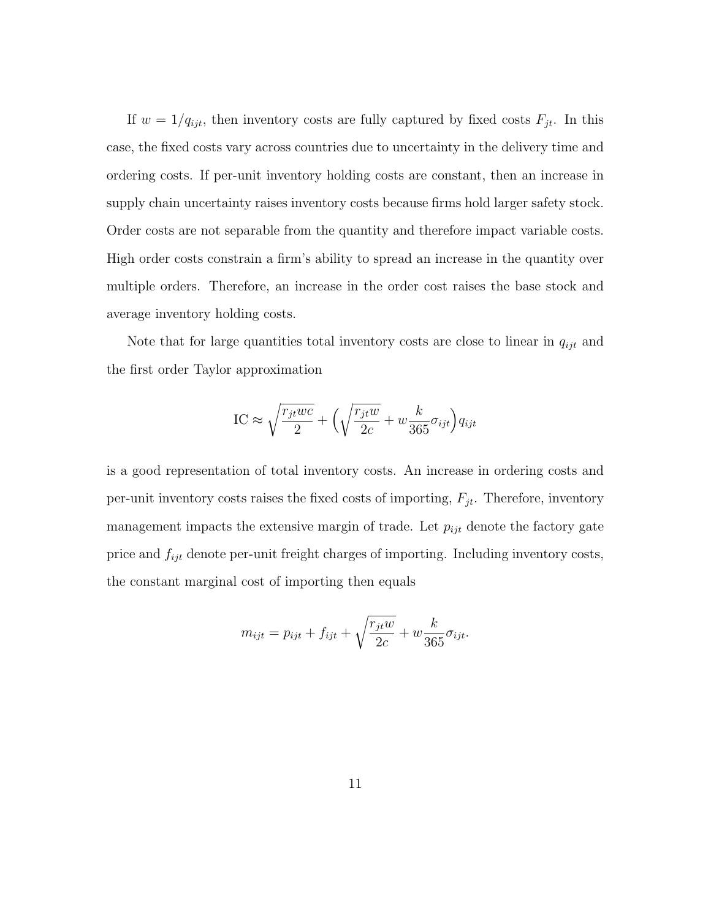If $w = 1/q_{ijt}$, then inventory costs are fully captured by fixed costs $F_{jt}$. In this case, the fixed costs vary across countries due to uncertainty in the delivery time and ordering costs. If per-unit inventory holding costs are constant, then an increase in supply chain uncertainty raises inventory costs because firms hold larger safety stock. Order costs are not separable from the quantity and therefore impact variable costs. High order costs constrain a firm's ability to spread an increase in the quantity over multiple orders. Therefore, an increase in the order cost raises the base stock and average inventory holding costs.

Note that for large quantities total inventory costs are close to linear in $q_{ijt}$ and the first order Taylor approximation

$$\text{IC} \approx \sqrt{\frac{r_{jt} w c}{2}} + \Big(\sqrt{\frac{r_{jt} w}{2c}} + w \frac{k}{365} \sigma_{ijt}\Big) q_{ijt}$$

is a good representation of total inventory costs. An increase in ordering costs and per-unit inventory costs raises the fixed costs of importing, $F_{jt}$. Therefore, inventory management impacts the extensive margin of trade. Let $p_{ijt}$ denote the factory gate price and $f_{ijt}$ denote per-unit freight charges of importing. Including inventory costs, the constant marginal cost of importing then equals

$$m_{ijt} = p_{ijt} + f_{ijt} + \sqrt{\frac{r_{jt} w}{2c}} + w \frac{k}{365} \sigma_{ijt}.$$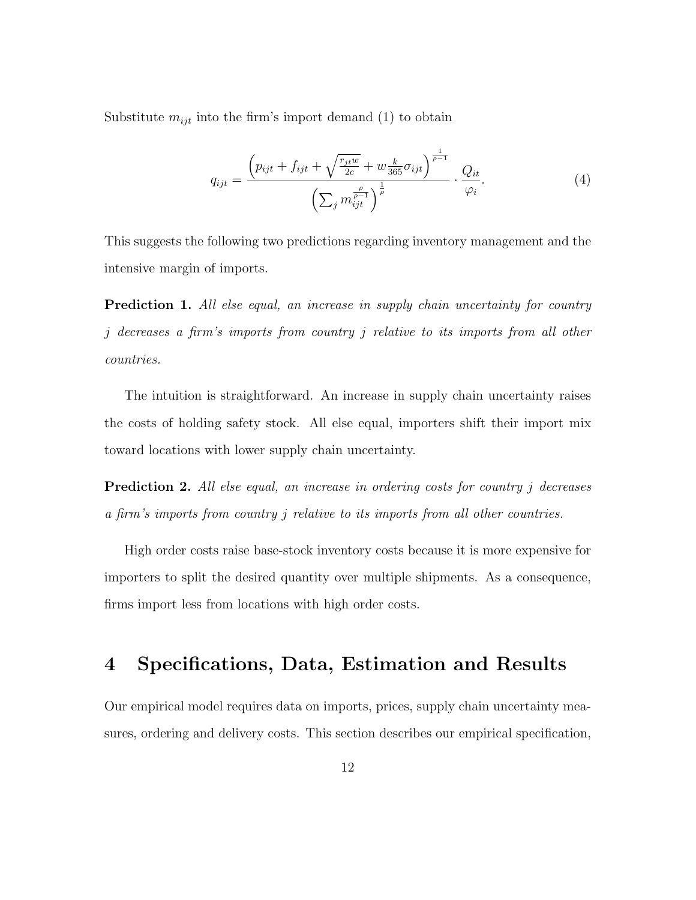Substitute $m_{ijt}$ into the firm's import demand (1) to obtain

$$q_{ijt} = \frac{\left(p_{ijt} + f_{ijt} + \sqrt{\frac{r_{jt}w}{2c}} + w\frac{k}{365}\sigma_{ijt}\right)^{\frac{1}{\rho-1}}}{\left(\sum_j m_{ijt}^{\frac{\rho}{\rho-1}}\right)^{\frac{1}{\rho}}} \cdot \frac{Q_{it}}{\varphi_i}. \tag{4}$$

This suggests the following two predictions regarding inventory management and the intensive margin of imports.

**Prediction 1.** *All else equal, an increase in supply chain uncertainty for country $j$ decreases a firm's imports from country $j$ relative to its imports from all other countries.*

The intuition is straightforward. An increase in supply chain uncertainty raises the costs of holding safety stock. All else equal, importers shift their import mix toward locations with lower supply chain uncertainty.

**Prediction 2.** *All else equal, an increase in ordering costs for country $j$ decreases a firm's imports from country $j$ relative to its imports from all other countries.*

High order costs raise base-stock inventory costs because it is more expensive for importers to split the desired quantity over multiple shipments. As a consequence, firms import less from locations with high order costs.

# 4 Specifications, Data, Estimation and Results

Our empirical model requires data on imports, prices, supply chain uncertainty measures, ordering and delivery costs. This section describes our empirical specification,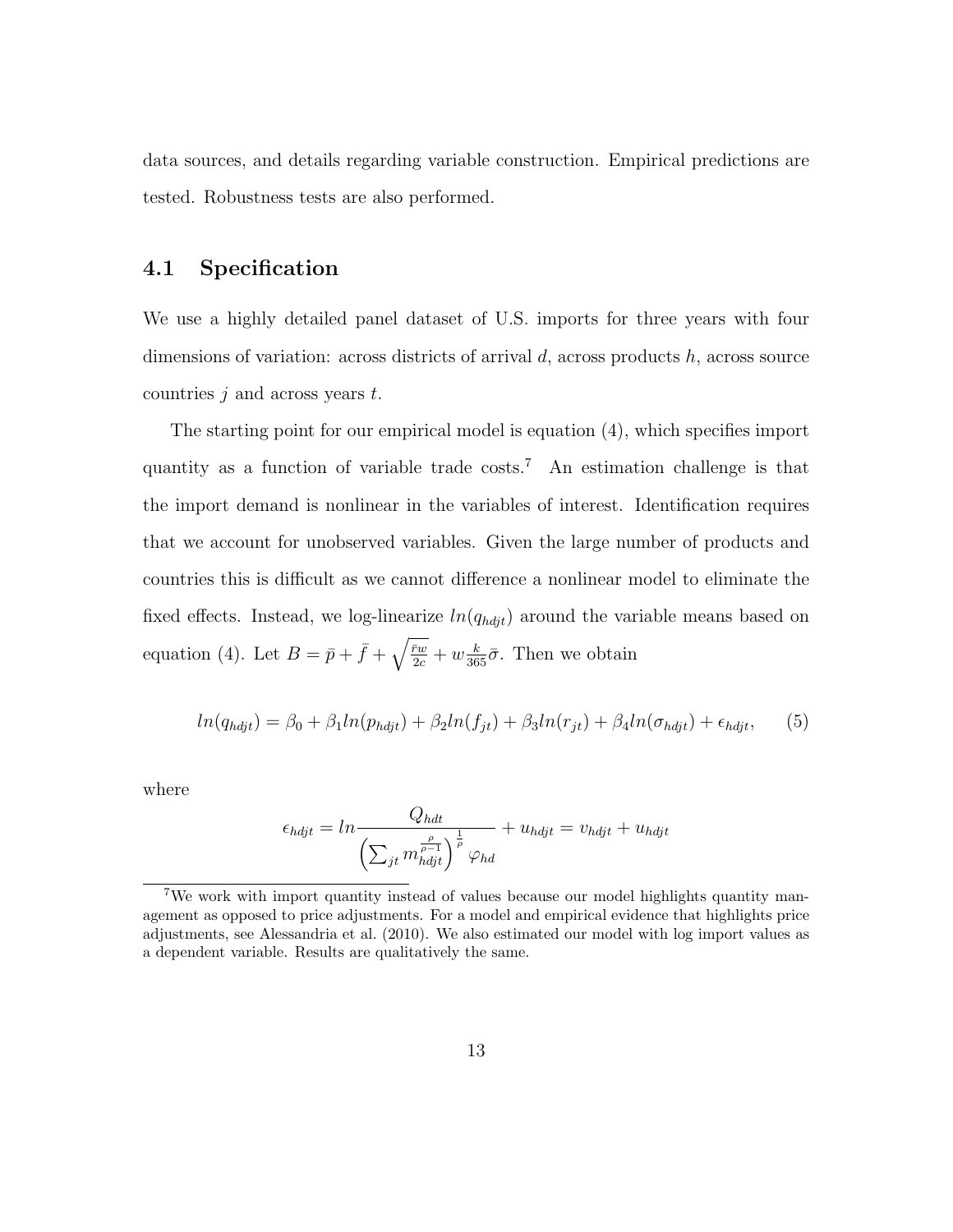data sources, and details regarding variable construction. Empirical predictions are tested. Robustness tests are also performed.

## 4.1 Specification

We use a highly detailed panel dataset of U.S. imports for three years with four dimensions of variation: across districts of arrival $d$, across products $h$, across source countries $j$ and across years $t$.

The starting point for our empirical model is equation (4), which specifies import quantity as a function of variable trade costs.[7] An estimation challenge is that the import demand is nonlinear in the variables of interest. Identification requires that we account for unobserved variables. Given the large number of products and countries this is difficult as we cannot difference a nonlinear model to eliminate the fixed effects. Instead, we log-linearize $ln(q_{hdjt})$ around the variable means based on equation (4). Let $B = \bar{p} + \bar{f} + \sqrt{\frac{\bar{r}w}{2c}} + w\frac{k}{365}\bar{\sigma}$. Then we obtain

$$ln(q_{hdjt}) = \beta_0 + \beta_1 ln(p_{hdjt}) + \beta_2 ln(f_{jt}) + \beta_3 ln(r_{jt}) + \beta_4 ln(\sigma_{hdjt}) + \epsilon_{hdjt}, \qquad (5)$$

where

$$\epsilon_{hdjt} = ln\frac{Q_{hdt}}{\left(\sum_{jt} m_{hdjt}^{\frac{\rho}{\rho-1}}\right)^{\frac{1}{\rho}} \varphi_{hd}} + u_{hdjt} = v_{hdjt} + u_{hdjt}$$

[7] We work with import quantity instead of values because our model highlights quantity management as opposed to price adjustments. For a model and empirical evidence that highlights price adjustments, see Alessandria et al. (2010). We also estimated our model with log import values as a dependent variable. Results are qualitatively the same.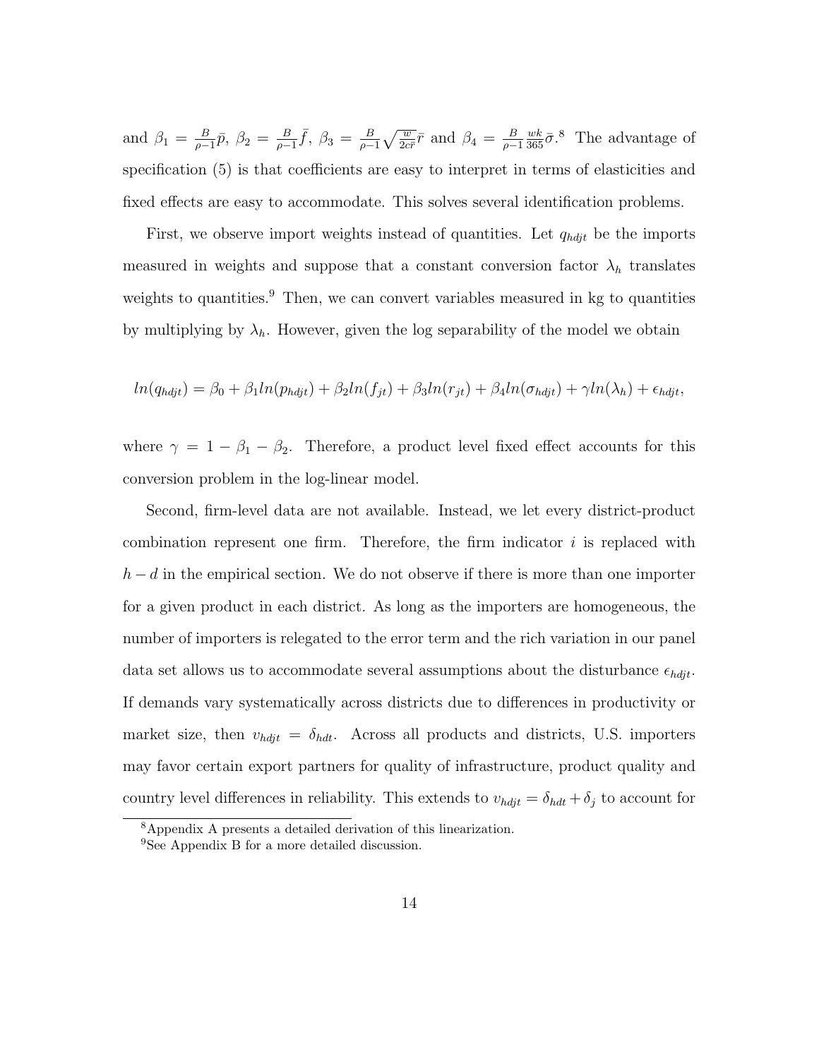and $\beta_1 = \frac{B}{\rho-1}\bar{p}$, $\beta_2 = \frac{B}{\rho-1}\bar{f}$, $\beta_3 = \frac{B}{\rho-1}\sqrt{\frac{w}{2c\bar{r}}}\bar{r}$ and $\beta_4 = \frac{B}{\rho-1}\frac{wk}{365}\bar{\sigma}$.[8] The advantage of specification (5) is that coefficients are easy to interpret in terms of elasticities and fixed effects are easy to accommodate. This solves several identification problems.

First, we observe import weights instead of quantities. Let $q_{hdjt}$ be the imports measured in weights and suppose that a constant conversion factor $\lambda_h$ translates weights to quantities.[9] Then, we can convert variables measured in kg to quantities by multiplying by $\lambda_h$. However, given the log separability of the model we obtain

$$ln(q_{hdjt}) = \beta_0 + \beta_1 ln(p_{hdjt}) + \beta_2 ln(f_{jt}) + \beta_3 ln(r_{jt}) + \beta_4 ln(\sigma_{hdjt}) + \gamma ln(\lambda_h) + \epsilon_{hdjt},$$

where $\gamma = 1 - \beta_1 - \beta_2$. Therefore, a product level fixed effect accounts for this conversion problem in the log-linear model.

Second, firm-level data are not available. Instead, we let every district-product combination represent one firm. Therefore, the firm indicator $i$ is replaced with $h-d$ in the empirical section. We do not observe if there is more than one importer for a given product in each district. As long as the importers are homogeneous, the number of importers is relegated to the error term and the rich variation in our panel data set allows us to accommodate several assumptions about the disturbance $\epsilon_{hdjt}$. If demands vary systematically across districts due to differences in productivity or market size, then $v_{hdjt} = \delta_{hdt}$. Across all products and districts, U.S. importers may favor certain export partners for quality of infrastructure, product quality and country level differences in reliability. This extends to $v_{hdjt} = \delta_{hdt} + \delta_j$ to account for

[8] Appendix A presents a detailed derivation of this linearization.

[9] See Appendix B for a more detailed discussion.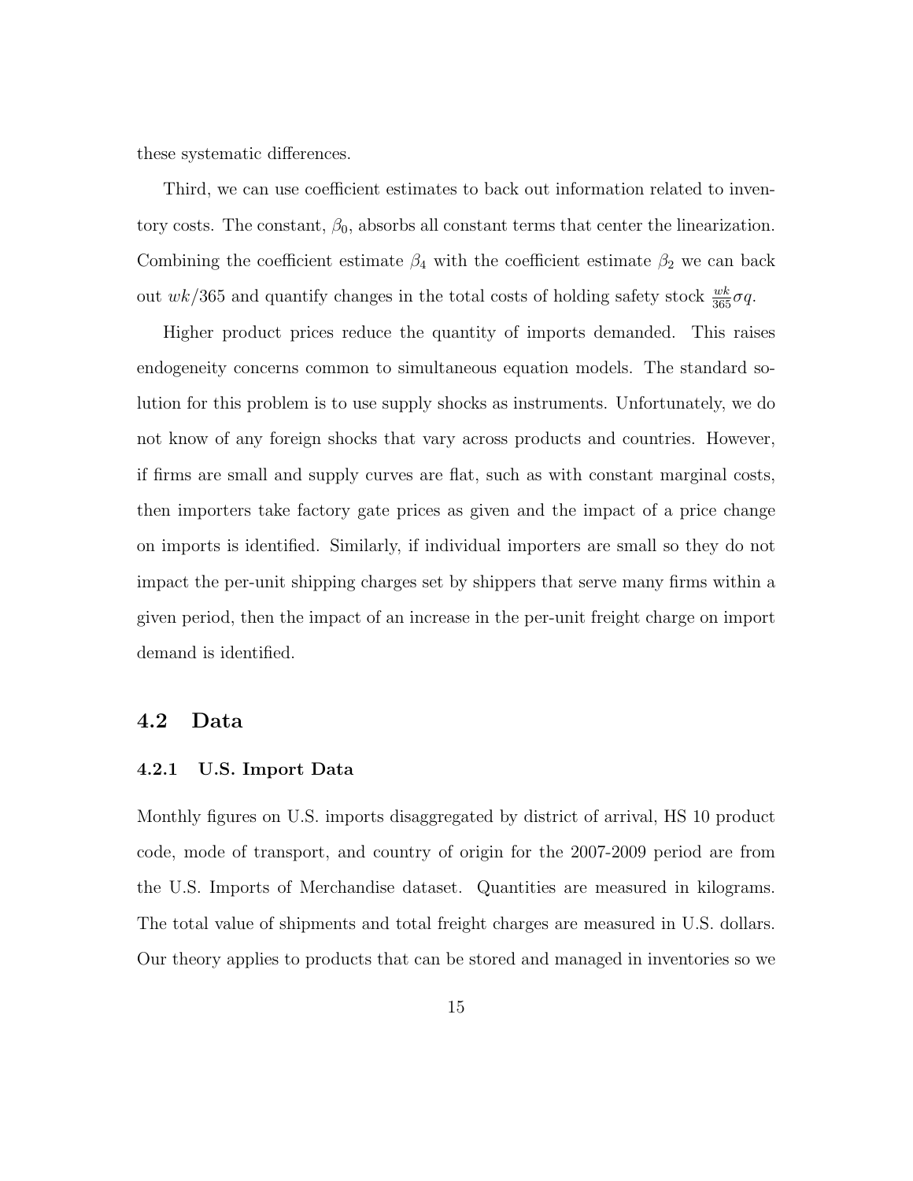these systematic differences.

Third, we can use coefficient estimates to back out information related to inventory costs. The constant, $\beta_0$, absorbs all constant terms that center the linearization. Combining the coefficient estimate $\beta_4$ with the coefficient estimate $\beta_2$ we can back out $wk/365$ and quantify changes in the total costs of holding safety stock $\frac{wk}{365}\sigma q$.

Higher product prices reduce the quantity of imports demanded. This raises endogeneity concerns common to simultaneous equation models. The standard solution for this problem is to use supply shocks as instruments. Unfortunately, we do not know of any foreign shocks that vary across products and countries. However, if firms are small and supply curves are flat, such as with constant marginal costs, then importers take factory gate prices as given and the impact of a price change on imports is identified. Similarly, if individual importers are small so they do not impact the per-unit shipping charges set by shippers that serve many firms within a given period, then the impact of an increase in the per-unit freight charge on import demand is identified.

## 4.2 Data

### 4.2.1 U.S. Import Data

Monthly figures on U.S. imports disaggregated by district of arrival, HS 10 product code, mode of transport, and country of origin for the 2007-2009 period are from the U.S. Imports of Merchandise dataset. Quantities are measured in kilograms. The total value of shipments and total freight charges are measured in U.S. dollars. Our theory applies to products that can be stored and managed in inventories so we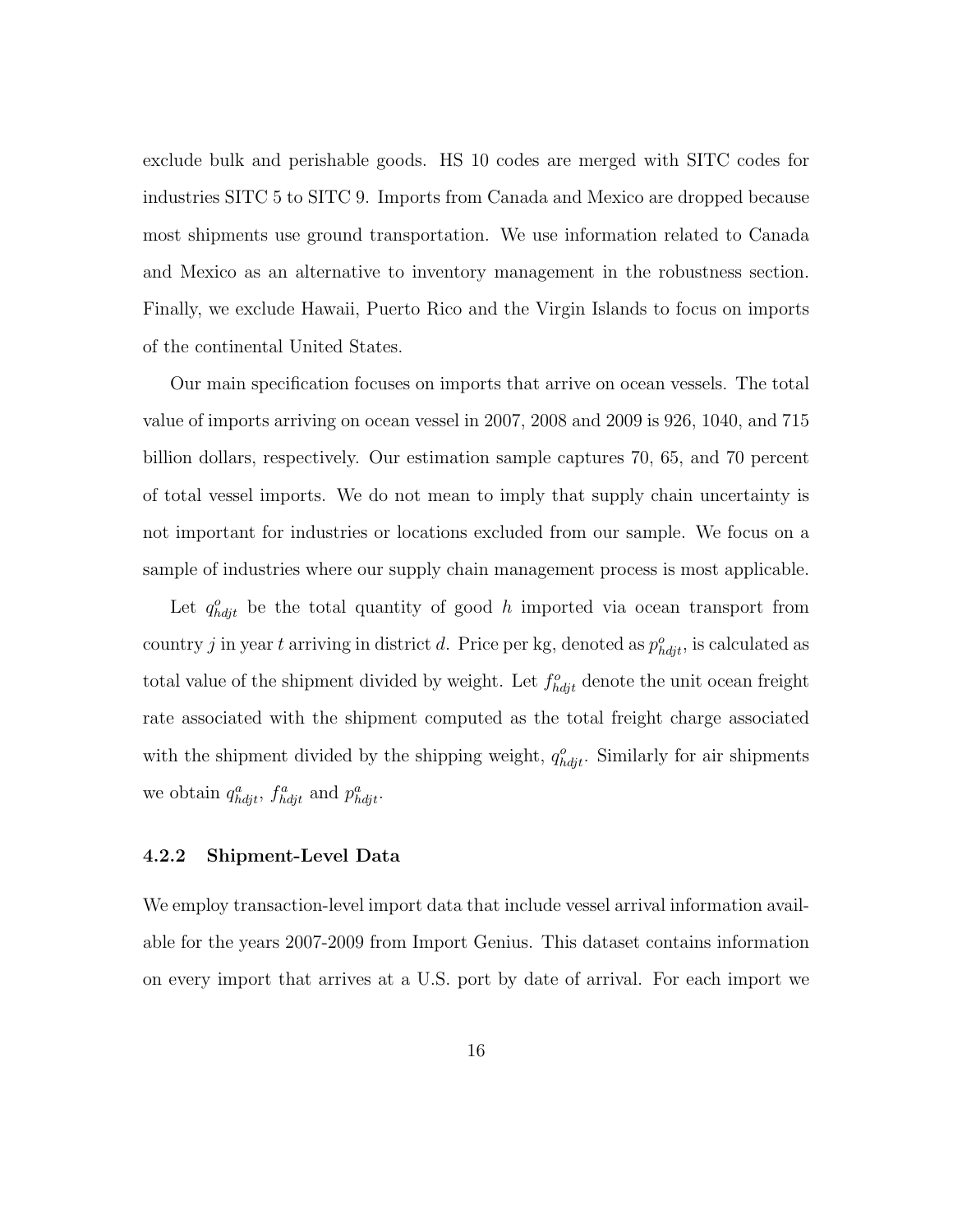exclude bulk and perishable goods. HS 10 codes are merged with SITC codes for industries SITC 5 to SITC 9. Imports from Canada and Mexico are dropped because most shipments use ground transportation. We use information related to Canada and Mexico as an alternative to inventory management in the robustness section. Finally, we exclude Hawaii, Puerto Rico and the Virgin Islands to focus on imports of the continental United States.

Our main specification focuses on imports that arrive on ocean vessels. The total value of imports arriving on ocean vessel in 2007, 2008 and 2009 is 926, 1040, and 715 billion dollars, respectively. Our estimation sample captures 70, 65, and 70 percent of total vessel imports. We do not mean to imply that supply chain uncertainty is not important for industries or locations excluded from our sample. We focus on a sample of industries where our supply chain management process is most applicable.

Let $q^o_{hdjt}$ be the total quantity of good $h$ imported via ocean transport from country $j$ in year $t$ arriving in district $d$. Price per kg, denoted as $p^o_{hdjt}$, is calculated as total value of the shipment divided by weight. Let $f^o_{hdjt}$ denote the unit ocean freight rate associated with the shipment computed as the total freight charge associated with the shipment divided by the shipping weight, $q^o_{hdjt}$. Similarly for air shipments we obtain $q^a_{hdjt}$, $f^a_{hdjt}$ and $p^a_{hdjt}$.

### 4.2.2 Shipment-Level Data

We employ transaction-level import data that include vessel arrival information available for the years 2007-2009 from Import Genius. This dataset contains information on every import that arrives at a U.S. port by date of arrival. For each import we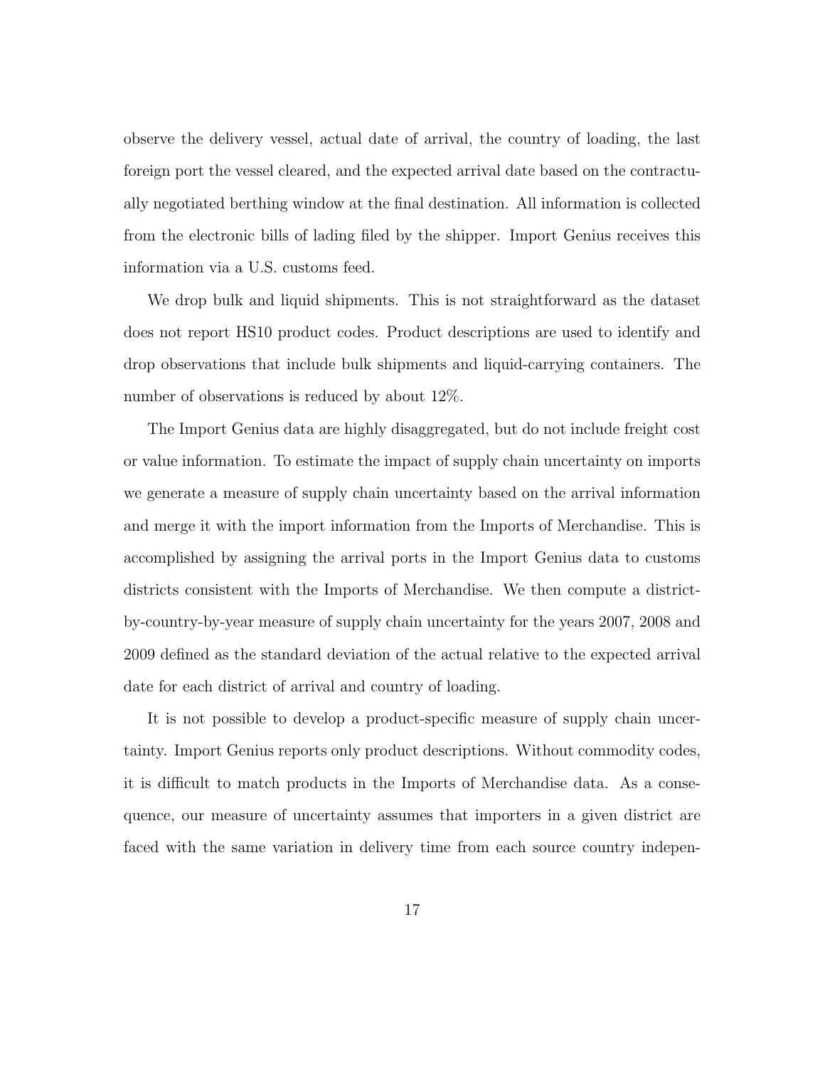observe the delivery vessel, actual date of arrival, the country of loading, the last foreign port the vessel cleared, and the expected arrival date based on the contractually negotiated berthing window at the final destination. All information is collected from the electronic bills of lading filed by the shipper. Import Genius receives this information via a U.S. customs feed.

We drop bulk and liquid shipments. This is not straightforward as the dataset does not report HS10 product codes. Product descriptions are used to identify and drop observations that include bulk shipments and liquid-carrying containers. The number of observations is reduced by about 12%.

The Import Genius data are highly disaggregated, but do not include freight cost or value information. To estimate the impact of supply chain uncertainty on imports we generate a measure of supply chain uncertainty based on the arrival information and merge it with the import information from the Imports of Merchandise. This is accomplished by assigning the arrival ports in the Import Genius data to customs districts consistent with the Imports of Merchandise. We then compute a district-by-country-by-year measure of supply chain uncertainty for the years 2007, 2008 and 2009 defined as the standard deviation of the actual relative to the expected arrival date for each district of arrival and country of loading.

It is not possible to develop a product-specific measure of supply chain uncertainty. Import Genius reports only product descriptions. Without commodity codes, it is difficult to match products in the Imports of Merchandise data. As a consequence, our measure of uncertainty assumes that importers in a given district are faced with the same variation in delivery time from each source country indepen-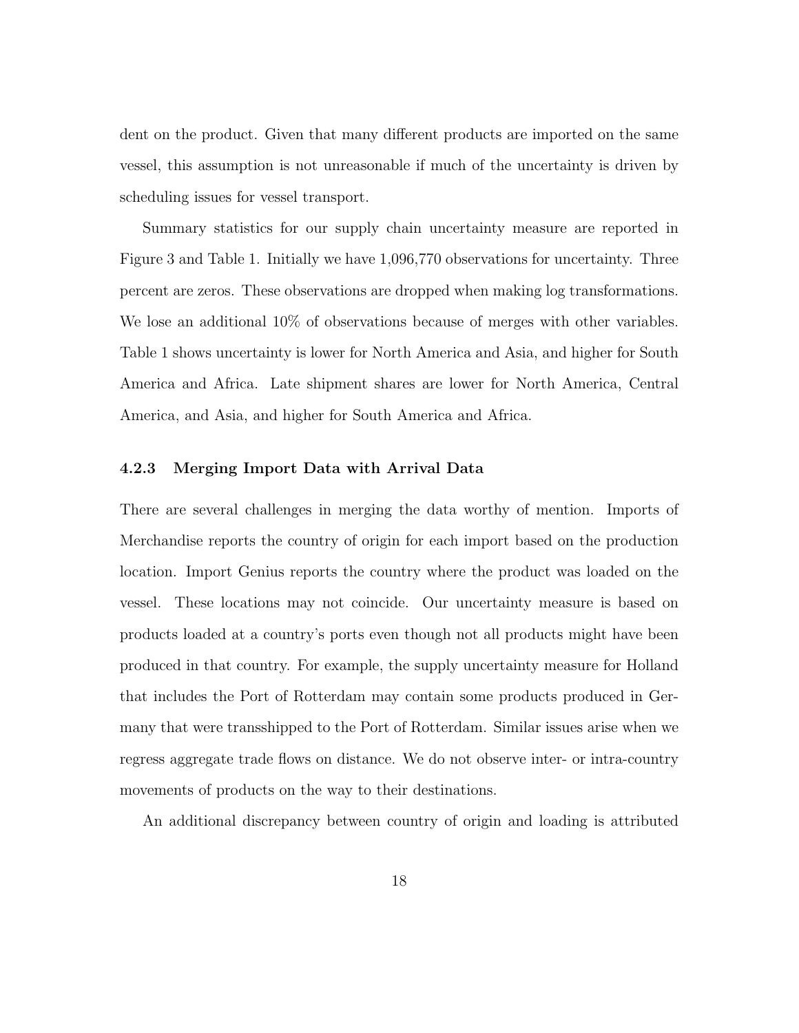dent on the product. Given that many different products are imported on the same vessel, this assumption is not unreasonable if much of the uncertainty is driven by scheduling issues for vessel transport.

Summary statistics for our supply chain uncertainty measure are reported in Figure 3 and Table 1. Initially we have 1,096,770 observations for uncertainty. Three percent are zeros. These observations are dropped when making log transformations. We lose an additional 10% of observations because of merges with other variables. Table 1 shows uncertainty is lower for North America and Asia, and higher for South America and Africa. Late shipment shares are lower for North America, Central America, and Asia, and higher for South America and Africa.

#### 4.2.3 Merging Import Data with Arrival Data

There are several challenges in merging the data worthy of mention. Imports of Merchandise reports the country of origin for each import based on the production location. Import Genius reports the country where the product was loaded on the vessel. These locations may not coincide. Our uncertainty measure is based on products loaded at a country's ports even though not all products might have been produced in that country. For example, the supply uncertainty measure for Holland that includes the Port of Rotterdam may contain some products produced in Germany that were transshipped to the Port of Rotterdam. Similar issues arise when we regress aggregate trade flows on distance. We do not observe inter- or intra-country movements of products on the way to their destinations.

An additional discrepancy between country of origin and loading is attributed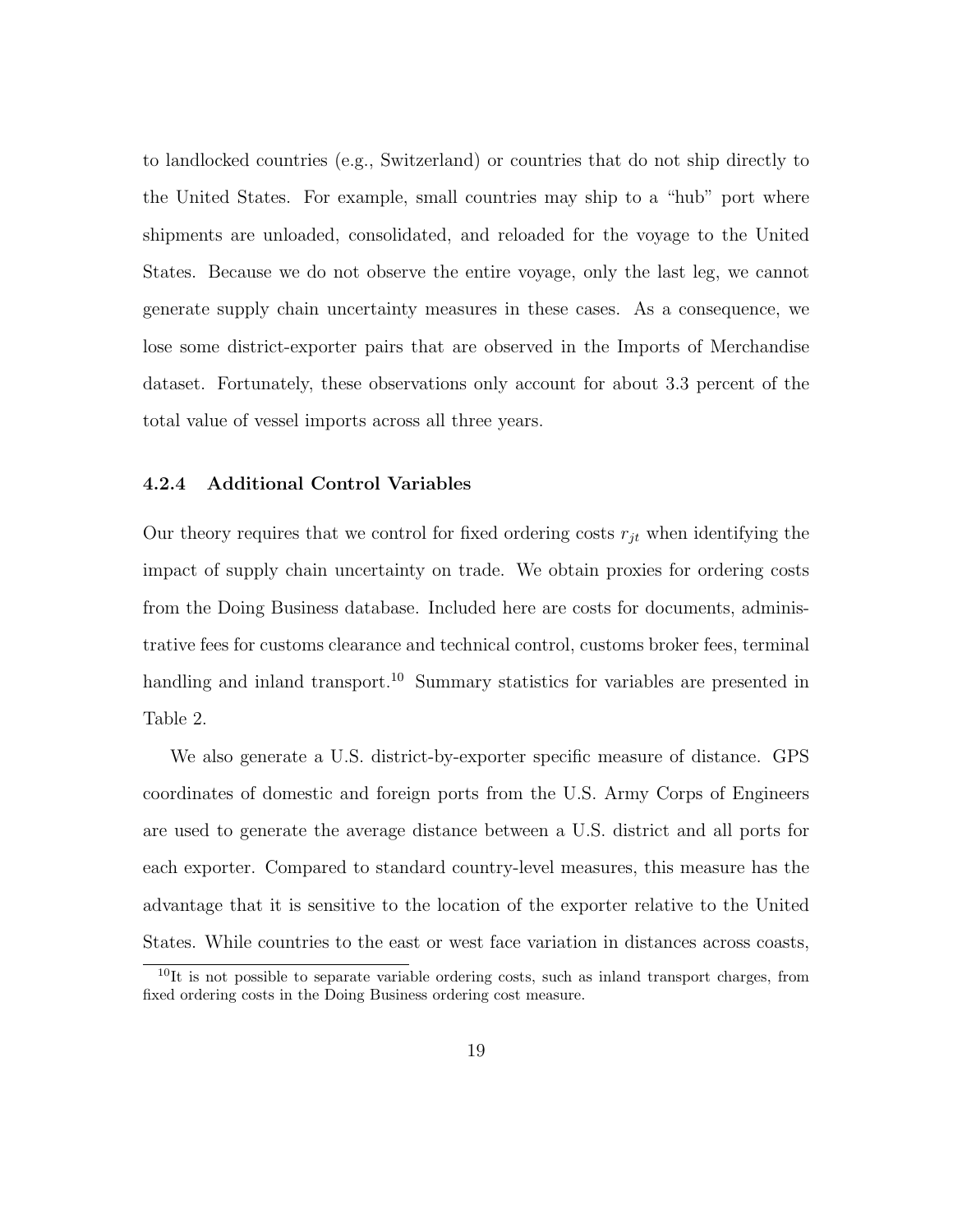to landlocked countries (e.g., Switzerland) or countries that do not ship directly to the United States. For example, small countries may ship to a "hub" port where shipments are unloaded, consolidated, and reloaded for the voyage to the United States. Because we do not observe the entire voyage, only the last leg, we cannot generate supply chain uncertainty measures in these cases. As a consequence, we lose some district-exporter pairs that are observed in the Imports of Merchandise dataset. Fortunately, these observations only account for about 3.3 percent of the total value of vessel imports across all three years.

#### 4.2.4 Additional Control Variables

Our theory requires that we control for fixed ordering costs $r_{jt}$ when identifying the impact of supply chain uncertainty on trade. We obtain proxies for ordering costs from the Doing Business database. Included here are costs for documents, administrative fees for customs clearance and technical control, customs broker fees, terminal handling and inland transport.[10] Summary statistics for variables are presented in Table 2.

We also generate a U.S. district-by-exporter specific measure of distance. GPS coordinates of domestic and foreign ports from the U.S. Army Corps of Engineers are used to generate the average distance between a U.S. district and all ports for each exporter. Compared to standard country-level measures, this measure has the advantage that it is sensitive to the location of the exporter relative to the United States. While countries to the east or west face variation in distances across coasts,

[10] It is not possible to separate variable ordering costs, such as inland transport charges, from fixed ordering costs in the Doing Business ordering cost measure.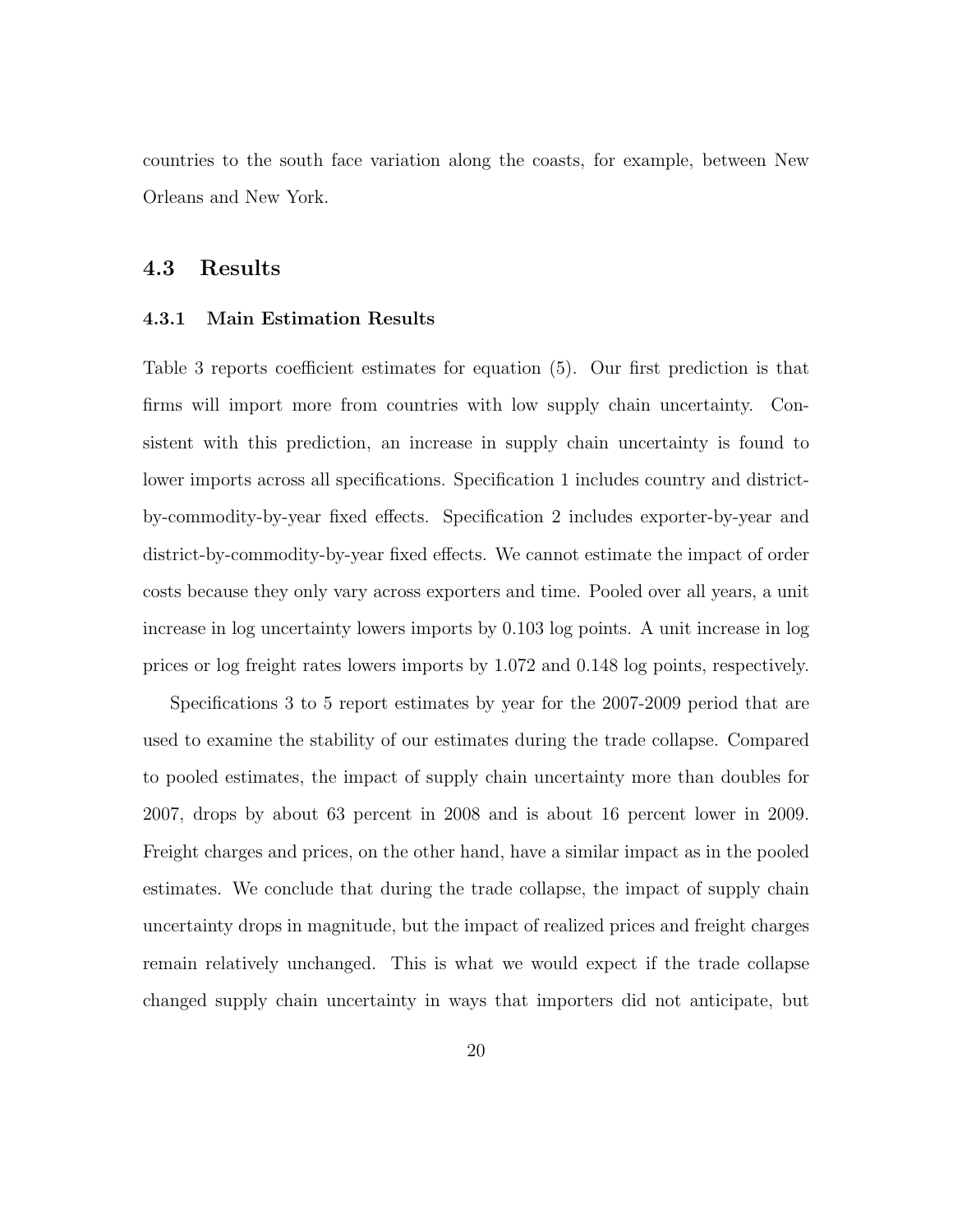countries to the south face variation along the coasts, for example, between New Orleans and New York.

## 4.3 Results

### 4.3.1 Main Estimation Results

Table 3 reports coefficient estimates for equation (5). Our first prediction is that firms will import more from countries with low supply chain uncertainty. Consistent with this prediction, an increase in supply chain uncertainty is found to lower imports across all specifications. Specification 1 includes country and district-by-commodity-by-year fixed effects. Specification 2 includes exporter-by-year and district-by-commodity-by-year fixed effects. We cannot estimate the impact of order costs because they only vary across exporters and time. Pooled over all years, a unit increase in log uncertainty lowers imports by 0.103 log points. A unit increase in log prices or log freight rates lowers imports by 1.072 and 0.148 log points, respectively.

Specifications 3 to 5 report estimates by year for the 2007-2009 period that are used to examine the stability of our estimates during the trade collapse. Compared to pooled estimates, the impact of supply chain uncertainty more than doubles for 2007, drops by about 63 percent in 2008 and is about 16 percent lower in 2009. Freight charges and prices, on the other hand, have a similar impact as in the pooled estimates. We conclude that during the trade collapse, the impact of supply chain uncertainty drops in magnitude, but the impact of realized prices and freight charges remain relatively unchanged. This is what we would expect if the trade collapse changed supply chain uncertainty in ways that importers did not anticipate, but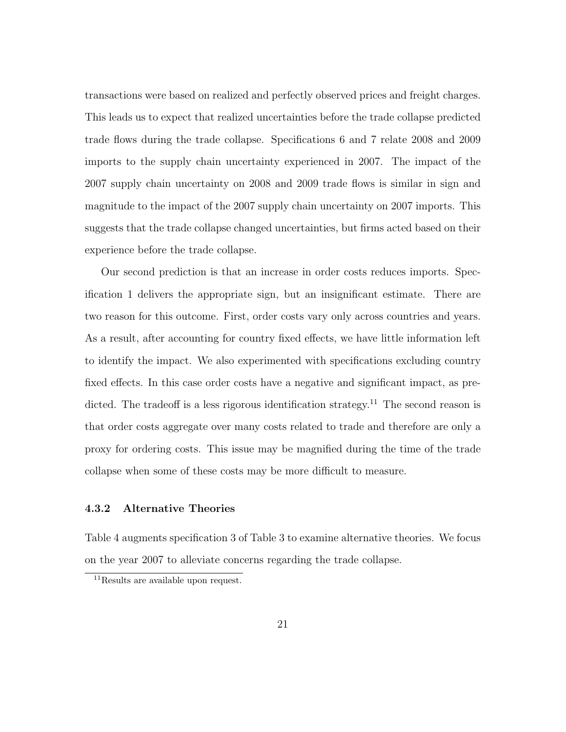transactions were based on realized and perfectly observed prices and freight charges. This leads us to expect that realized uncertainties before the trade collapse predicted trade flows during the trade collapse. Specifications 6 and 7 relate 2008 and 2009 imports to the supply chain uncertainty experienced in 2007. The impact of the 2007 supply chain uncertainty on 2008 and 2009 trade flows is similar in sign and magnitude to the impact of the 2007 supply chain uncertainty on 2007 imports. This suggests that the trade collapse changed uncertainties, but firms acted based on their experience before the trade collapse.

Our second prediction is that an increase in order costs reduces imports. Specification 1 delivers the appropriate sign, but an insignificant estimate. There are two reason for this outcome. First, order costs vary only across countries and years. As a result, after accounting for country fixed effects, we have little information left to identify the impact. We also experimented with specifications excluding country fixed effects. In this case order costs have a negative and significant impact, as predicted. The tradeoff is a less rigorous identification strategy.[11] The second reason is that order costs aggregate over many costs related to trade and therefore are only a proxy for ordering costs. This issue may be magnified during the time of the trade collapse when some of these costs may be more difficult to measure.

### 4.3.2 Alternative Theories

Table 4 augments specification 3 of Table 3 to examine alternative theories. We focus on the year 2007 to alleviate concerns regarding the trade collapse.

[11] Results are available upon request.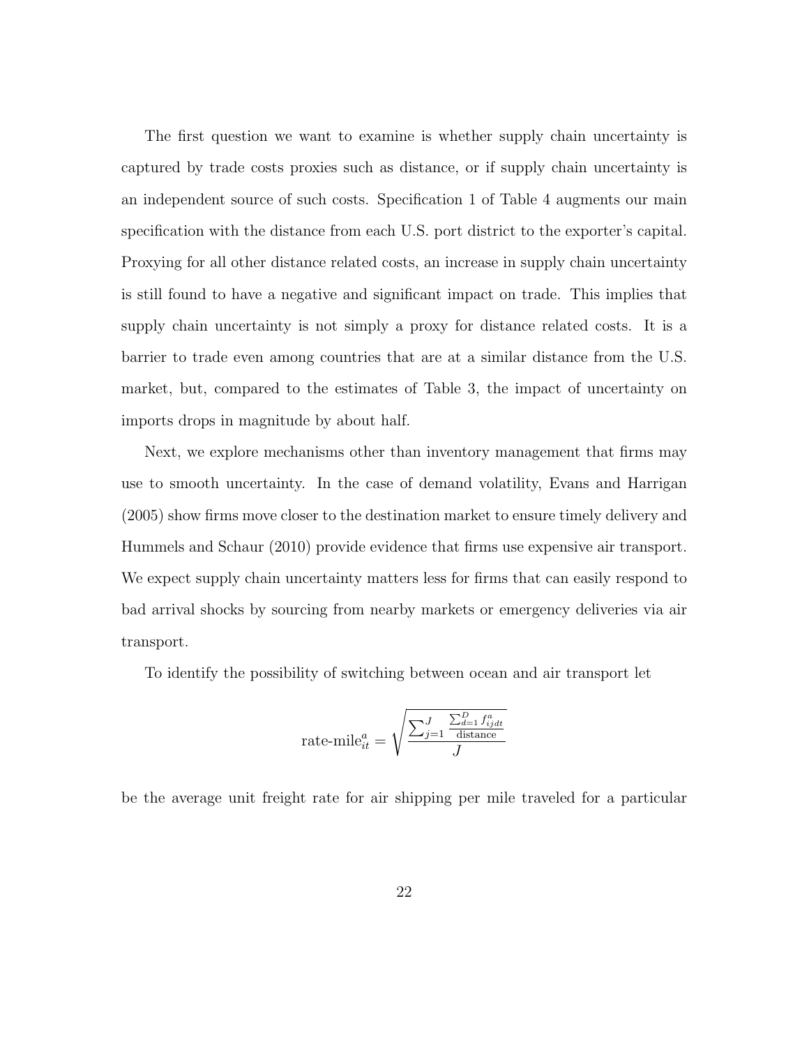The first question we want to examine is whether supply chain uncertainty is captured by trade costs proxies such as distance, or if supply chain uncertainty is an independent source of such costs. Specification 1 of Table 4 augments our main specification with the distance from each U.S. port district to the exporter's capital. Proxying for all other distance related costs, an increase in supply chain uncertainty is still found to have a negative and significant impact on trade. This implies that supply chain uncertainty is not simply a proxy for distance related costs. It is a barrier to trade even among countries that are at a similar distance from the U.S. market, but, compared to the estimates of Table 3, the impact of uncertainty on imports drops in magnitude by about half.

Next, we explore mechanisms other than inventory management that firms may use to smooth uncertainty. In the case of demand volatility, Evans and Harrigan (2005) show firms move closer to the destination market to ensure timely delivery and Hummels and Schaur (2010) provide evidence that firms use expensive air transport. We expect supply chain uncertainty matters less for firms that can easily respond to bad arrival shocks by sourcing from nearby markets or emergency deliveries via air transport.

To identify the possibility of switching between ocean and air transport let

$$\text{rate-mile}_{it}^{a} = \sqrt{\frac{\sum_{j=1}^{J} \frac{\sum_{d=1}^{D} f_{ijdt}^{a}}{\text{distance}}}{J}}$$

be the average unit freight rate for air shipping per mile traveled for a particular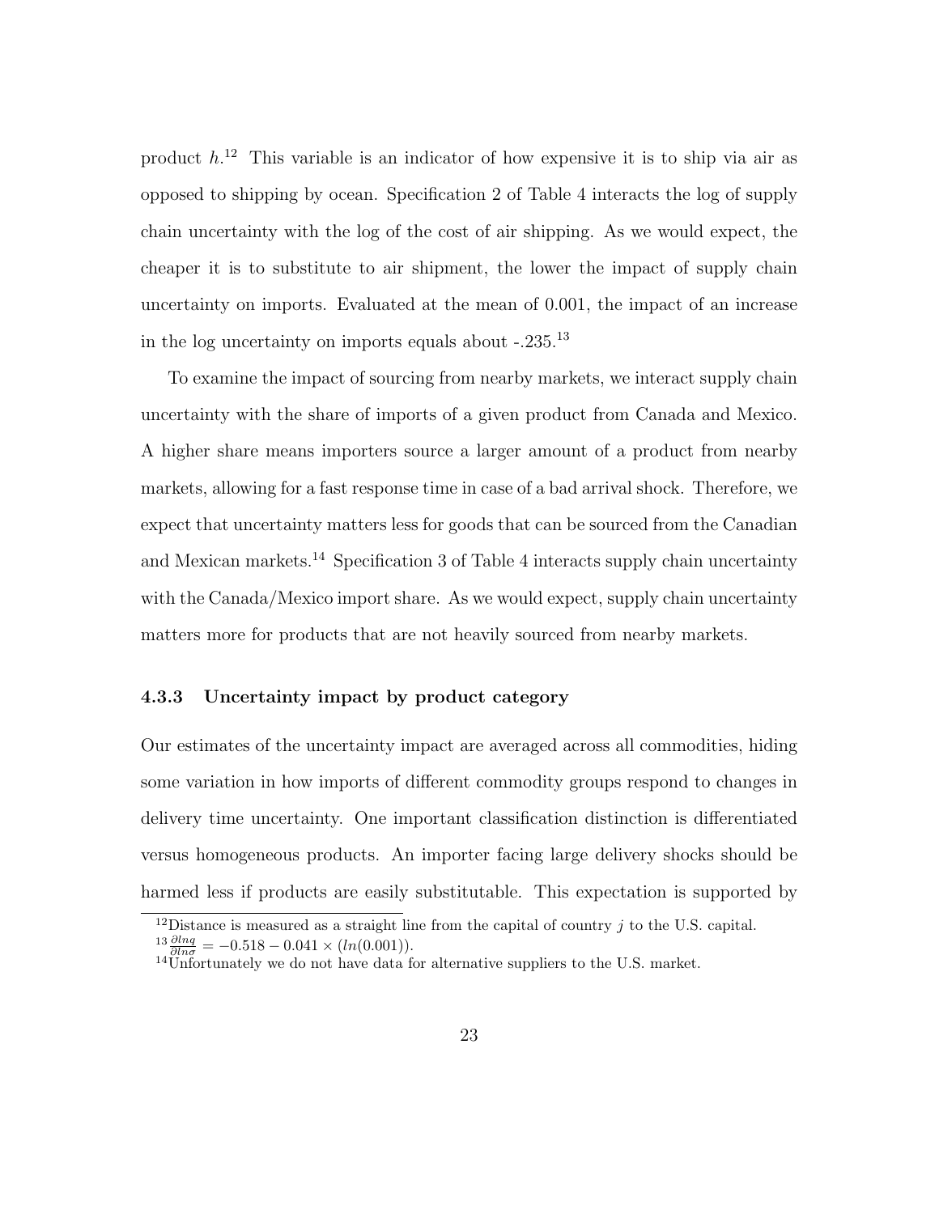product $h$.[12] This variable is an indicator of how expensive it is to ship via air as opposed to shipping by ocean. Specification 2 of Table 4 interacts the log of supply chain uncertainty with the log of the cost of air shipping. As we would expect, the cheaper it is to substitute to air shipment, the lower the impact of supply chain uncertainty on imports. Evaluated at the mean of 0.001, the impact of an increase in the log uncertainty on imports equals about -.235.[13]

To examine the impact of sourcing from nearby markets, we interact supply chain uncertainty with the share of imports of a given product from Canada and Mexico. A higher share means importers source a larger amount of a product from nearby markets, allowing for a fast response time in case of a bad arrival shock. Therefore, we expect that uncertainty matters less for goods that can be sourced from the Canadian and Mexican markets.[14] Specification 3 of Table 4 interacts supply chain uncertainty with the Canada/Mexico import share. As we would expect, supply chain uncertainty matters more for products that are not heavily sourced from nearby markets.

### 4.3.3 Uncertainty impact by product category

Our estimates of the uncertainty impact are averaged across all commodities, hiding some variation in how imports of different commodity groups respond to changes in delivery time uncertainty. One important classification distinction is differentiated versus homogeneous products. An importer facing large delivery shocks should be harmed less if products are easily substitutable. This expectation is supported by

---

[12] Distance is measured as a straight line from the capital of country $j$ to the U.S. capital.

[13] $\frac{\partial lnq}{\partial ln\sigma} = -0.518 - 0.041 \times (ln(0.001))$.

[14] Unfortunately we do not have data for alternative suppliers to the U.S. market.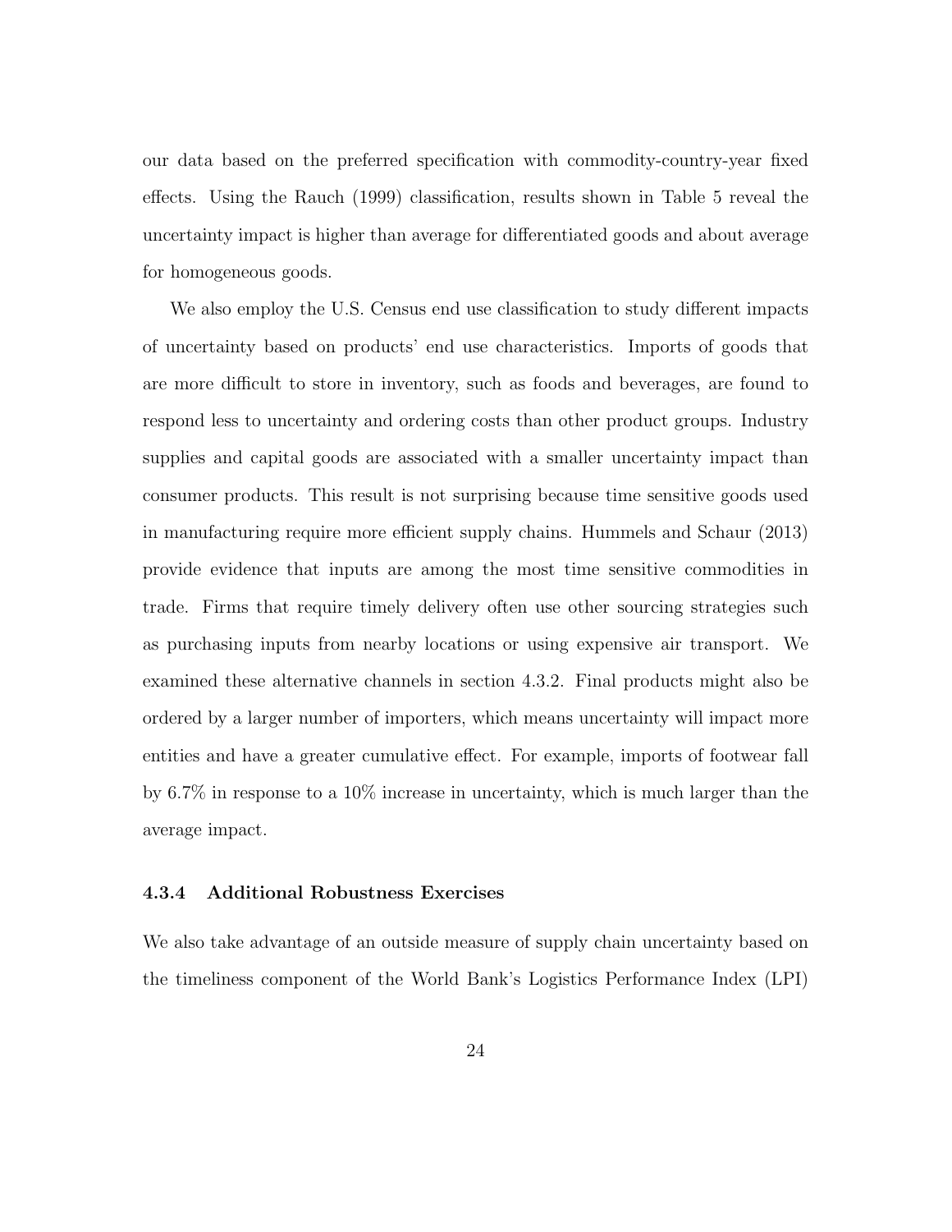our data based on the preferred specification with commodity-country-year fixed effects. Using the Rauch (1999) classification, results shown in Table 5 reveal the uncertainty impact is higher than average for differentiated goods and about average for homogeneous goods.

We also employ the U.S. Census end use classification to study different impacts of uncertainty based on products' end use characteristics. Imports of goods that are more difficult to store in inventory, such as foods and beverages, are found to respond less to uncertainty and ordering costs than other product groups. Industry supplies and capital goods are associated with a smaller uncertainty impact than consumer products. This result is not surprising because time sensitive goods used in manufacturing require more efficient supply chains. Hummels and Schaur (2013) provide evidence that inputs are among the most time sensitive commodities in trade. Firms that require timely delivery often use other sourcing strategies such as purchasing inputs from nearby locations or using expensive air transport. We examined these alternative channels in section 4.3.2. Final products might also be ordered by a larger number of importers, which means uncertainty will impact more entities and have a greater cumulative effect. For example, imports of footwear fall by 6.7% in response to a 10% increase in uncertainty, which is much larger than the average impact.

### 4.3.4 Additional Robustness Exercises

We also take advantage of an outside measure of supply chain uncertainty based on the timeliness component of the World Bank's Logistics Performance Index (LPI)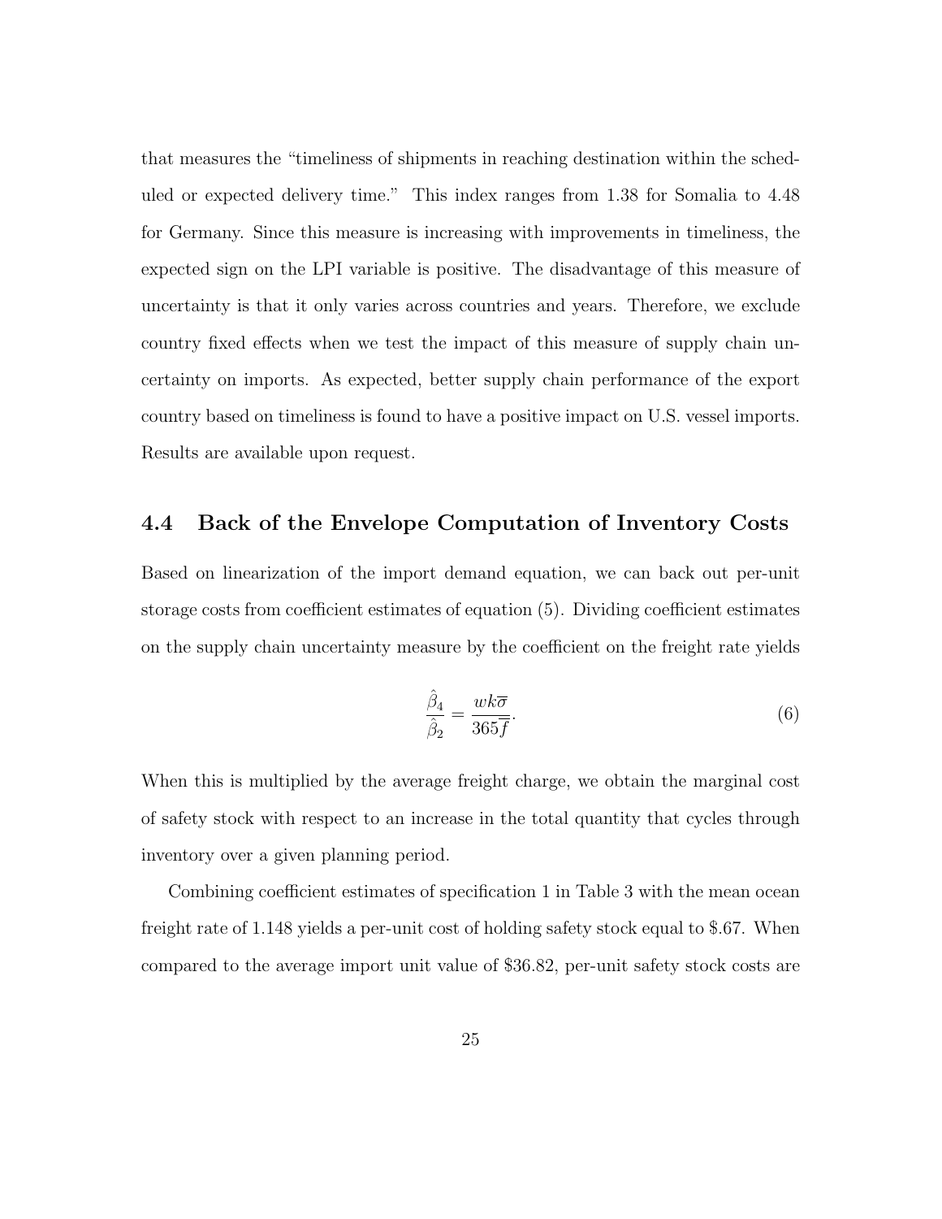that measures the "timeliness of shipments in reaching destination within the scheduled or expected delivery time." This index ranges from 1.38 for Somalia to 4.48 for Germany. Since this measure is increasing with improvements in timeliness, the expected sign on the LPI variable is positive. The disadvantage of this measure of uncertainty is that it only varies across countries and years. Therefore, we exclude country fixed effects when we test the impact of this measure of supply chain uncertainty on imports. As expected, better supply chain performance of the export country based on timeliness is found to have a positive impact on U.S. vessel imports. Results are available upon request.

## 4.4 Back of the Envelope Computation of Inventory Costs

Based on linearization of the import demand equation, we can back out per-unit storage costs from coefficient estimates of equation (5). Dividing coefficient estimates on the supply chain uncertainty measure by the coefficient on the freight rate yields

$$\frac{\hat{\beta}_4}{\hat{\beta}_2} = \frac{wk\overline{\sigma}}{365\overline{f}}. \tag{6}$$

When this is multiplied by the average freight charge, we obtain the marginal cost of safety stock with respect to an increase in the total quantity that cycles through inventory over a given planning period.

Combining coefficient estimates of specification 1 in Table 3 with the mean ocean freight rate of 1.148 yields a per-unit cost of holding safety stock equal to \$.67. When compared to the average import unit value of \$36.82, per-unit safety stock costs are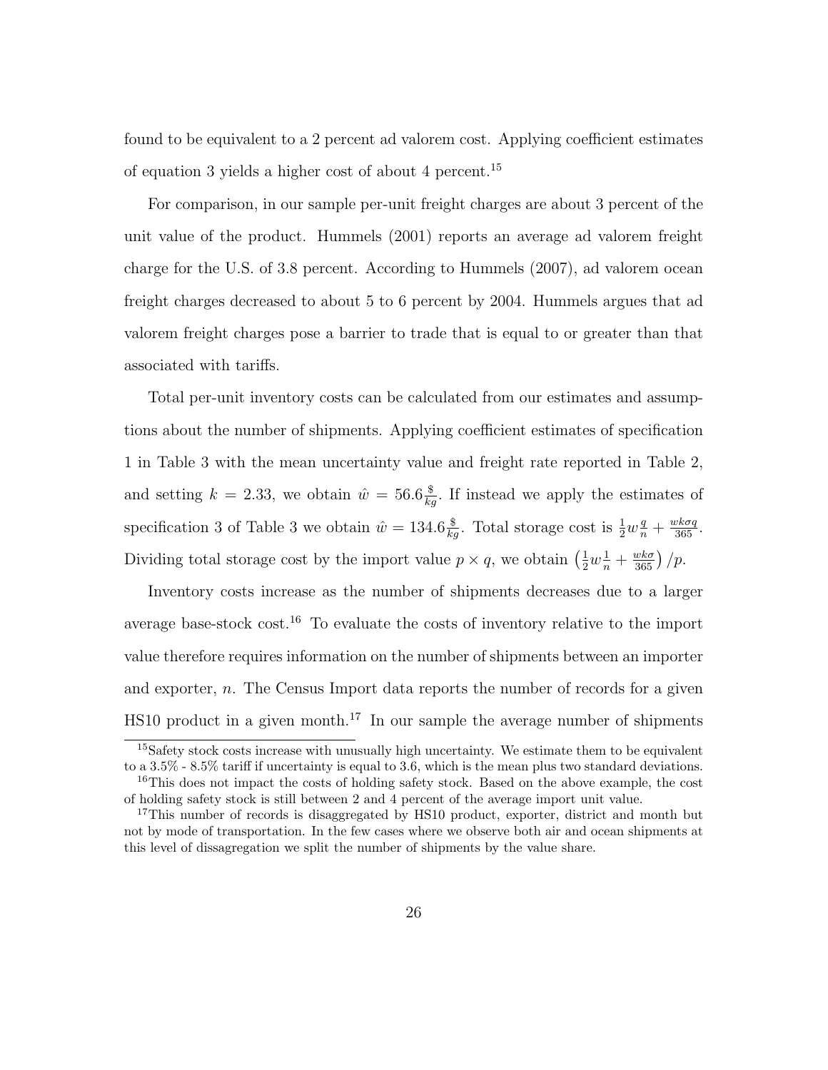found to be equivalent to a 2 percent ad valorem cost. Applying coefficient estimates of equation 3 yields a higher cost of about 4 percent.[15]

For comparison, in our sample per-unit freight charges are about 3 percent of the unit value of the product. Hummels (2001) reports an average ad valorem freight charge for the U.S. of 3.8 percent. According to Hummels (2007), ad valorem ocean freight charges decreased to about 5 to 6 percent by 2004. Hummels argues that ad valorem freight charges pose a barrier to trade that is equal to or greater than that associated with tariffs.

Total per-unit inventory costs can be calculated from our estimates and assumptions about the number of shipments. Applying coefficient estimates of specification 1 in Table 3 with the mean uncertainty value and freight rate reported in Table 2, and setting $k = 2.33$, we obtain $\hat{w} = 56.6\frac{\$}{kg}$. If instead we apply the estimates of specification 3 of Table 3 we obtain $\hat{w} = 134.6\frac{\$}{kg}$. Total storage cost is $\frac{1}{2}w\frac{q}{n} + \frac{wk\sigma q}{365}$. Dividing total storage cost by the import value $p \times q$, we obtain $\left(\frac{1}{2}w\frac{1}{n} + \frac{wk\sigma}{365}\right)/p$.

Inventory costs increase as the number of shipments decreases due to a larger average base-stock cost.[16] To evaluate the costs of inventory relative to the import value therefore requires information on the number of shipments between an importer and exporter, $n$. The Census Import data reports the number of records for a given HS10 product in a given month.[17] In our sample the average number of shipments

---

[15] Safety stock costs increase with unusually high uncertainty. We estimate them to be equivalent to a 3.5% - 8.5% tariff if uncertainty is equal to 3.6, which is the mean plus two standard deviations.

[16] This does not impact the costs of holding safety stock. Based on the above example, the cost of holding safety stock is still between 2 and 4 percent of the average import unit value.

[17] This number of records is disaggregated by HS10 product, exporter, district and month but not by mode of transportation. In the few cases where we observe both air and ocean shipments at this level of dissagregation we split the number of shipments by the value share.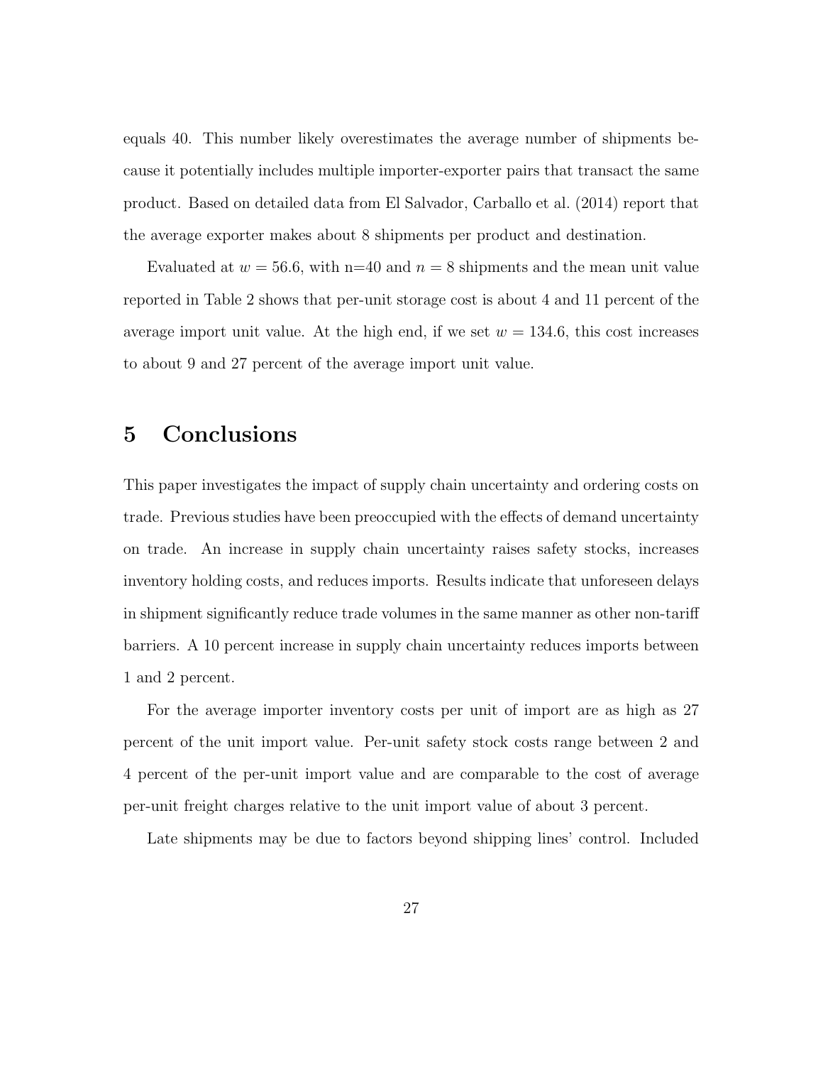equals 40. This number likely overestimates the average number of shipments because it potentially includes multiple importer-exporter pairs that transact the same product. Based on detailed data from El Salvador, Carballo et al. (2014) report that the average exporter makes about 8 shipments per product and destination.

Evaluated at $w = 56.6$, with n=40 and $n = 8$ shipments and the mean unit value reported in Table 2 shows that per-unit storage cost is about 4 and 11 percent of the average import unit value. At the high end, if we set $w = 134.6$, this cost increases to about 9 and 27 percent of the average import unit value.

# 5 Conclusions

This paper investigates the impact of supply chain uncertainty and ordering costs on trade. Previous studies have been preoccupied with the effects of demand uncertainty on trade. An increase in supply chain uncertainty raises safety stocks, increases inventory holding costs, and reduces imports. Results indicate that unforeseen delays in shipment significantly reduce trade volumes in the same manner as other non-tariff barriers. A 10 percent increase in supply chain uncertainty reduces imports between 1 and 2 percent.

For the average importer inventory costs per unit of import are as high as 27 percent of the unit import value. Per-unit safety stock costs range between 2 and 4 percent of the per-unit import value and are comparable to the cost of average per-unit freight charges relative to the unit import value of about 3 percent.

Late shipments may be due to factors beyond shipping lines' control. Included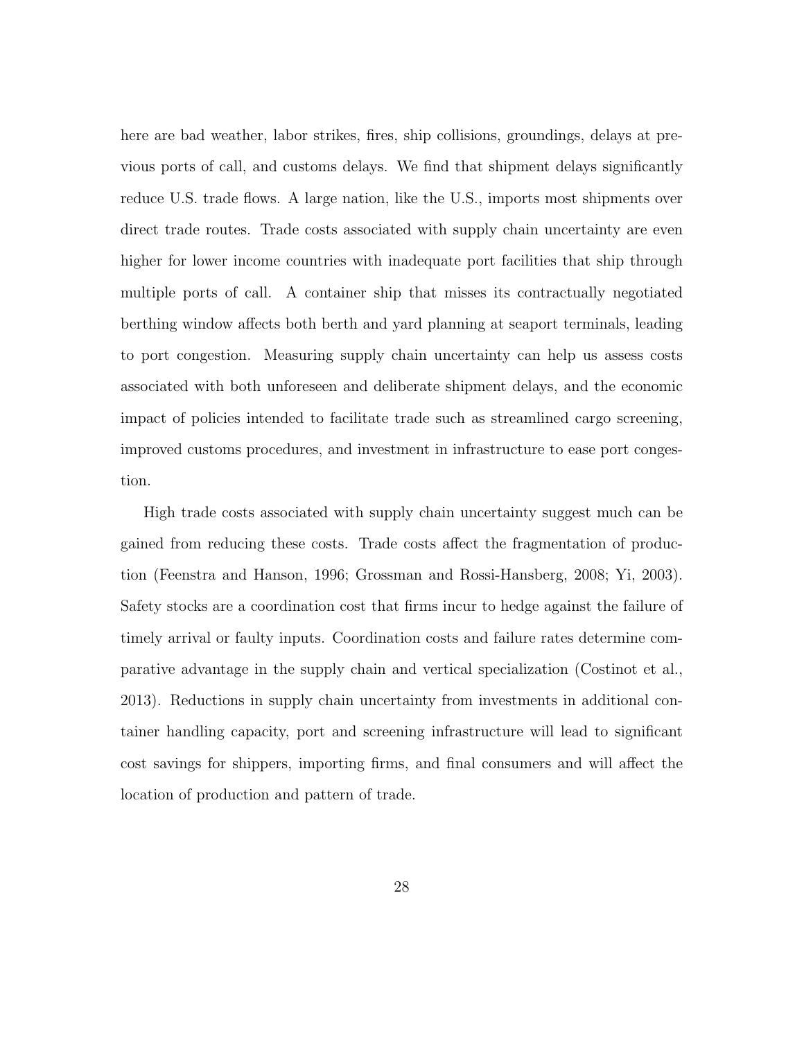here are bad weather, labor strikes, fires, ship collisions, groundings, delays at previous ports of call, and customs delays. We find that shipment delays significantly reduce U.S. trade flows. A large nation, like the U.S., imports most shipments over direct trade routes. Trade costs associated with supply chain uncertainty are even higher for lower income countries with inadequate port facilities that ship through multiple ports of call. A container ship that misses its contractually negotiated berthing window affects both berth and yard planning at seaport terminals, leading to port congestion. Measuring supply chain uncertainty can help us assess costs associated with both unforeseen and deliberate shipment delays, and the economic impact of policies intended to facilitate trade such as streamlined cargo screening, improved customs procedures, and investment in infrastructure to ease port congestion.

High trade costs associated with supply chain uncertainty suggest much can be gained from reducing these costs. Trade costs affect the fragmentation of production (Feenstra and Hanson, 1996; Grossman and Rossi-Hansberg, 2008; Yi, 2003). Safety stocks are a coordination cost that firms incur to hedge against the failure of timely arrival or faulty inputs. Coordination costs and failure rates determine comparative advantage in the supply chain and vertical specialization (Costinot et al., 2013). Reductions in supply chain uncertainty from investments in additional container handling capacity, port and screening infrastructure will lead to significant cost savings for shippers, importing firms, and final consumers and will affect the location of production and pattern of trade.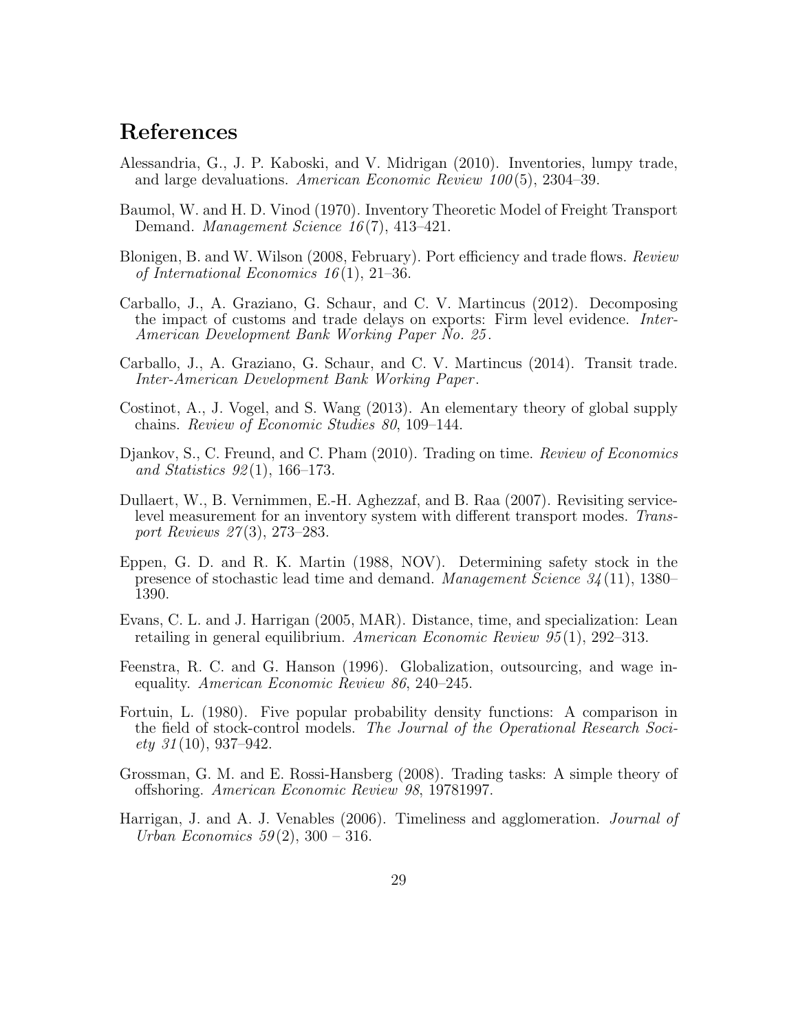# References

Alessandria, G., J. P. Kaboski, and V. Midrigan (2010). Inventories, lumpy trade, and large devaluations. *American Economic Review 100*(5), 2304–39.

Baumol, W. and H. D. Vinod (1970). Inventory Theoretic Model of Freight Transport Demand. *Management Science 16*(7), 413–421.

Blonigen, B. and W. Wilson (2008, February). Port efficiency and trade flows. *Review of International Economics 16*(1), 21–36.

Carballo, J., A. Graziano, G. Schaur, and C. V. Martincus (2012). Decomposing the impact of customs and trade delays on exports: Firm level evidence. *Inter-American Development Bank Working Paper No. 25*.

Carballo, J., A. Graziano, G. Schaur, and C. V. Martincus (2014). Transit trade. *Inter-American Development Bank Working Paper*.

Costinot, A., J. Vogel, and S. Wang (2013). An elementary theory of global supply chains. *Review of Economic Studies 80*, 109–144.

Djankov, S., C. Freund, and C. Pham (2010). Trading on time. *Review of Economics and Statistics 92*(1), 166–173.

Dullaert, W., B. Vernimmen, E.-H. Aghezzaf, and B. Raa (2007). Revisiting service-level measurement for an inventory system with different transport modes. *Transport Reviews 27*(3), 273–283.

Eppen, G. D. and R. K. Martin (1988, NOV). Determining safety stock in the presence of stochastic lead time and demand. *Management Science 34*(11), 1380–1390.

Evans, C. L. and J. Harrigan (2005, MAR). Distance, time, and specialization: Lean retailing in general equilibrium. *American Economic Review 95*(1), 292–313.

Feenstra, R. C. and G. Hanson (1996). Globalization, outsourcing, and wage inequality. *American Economic Review 86*, 240–245.

Fortuin, L. (1980). Five popular probability density functions: A comparison in the field of stock-control models. *The Journal of the Operational Research Society 31*(10), 937–942.

Grossman, G. M. and E. Rossi-Hansberg (2008). Trading tasks: A simple theory of offshoring. *American Economic Review 98*, 19781997.

Harrigan, J. and A. J. Venables (2006). Timeliness and agglomeration. *Journal of Urban Economics 59*(2), 300 – 316.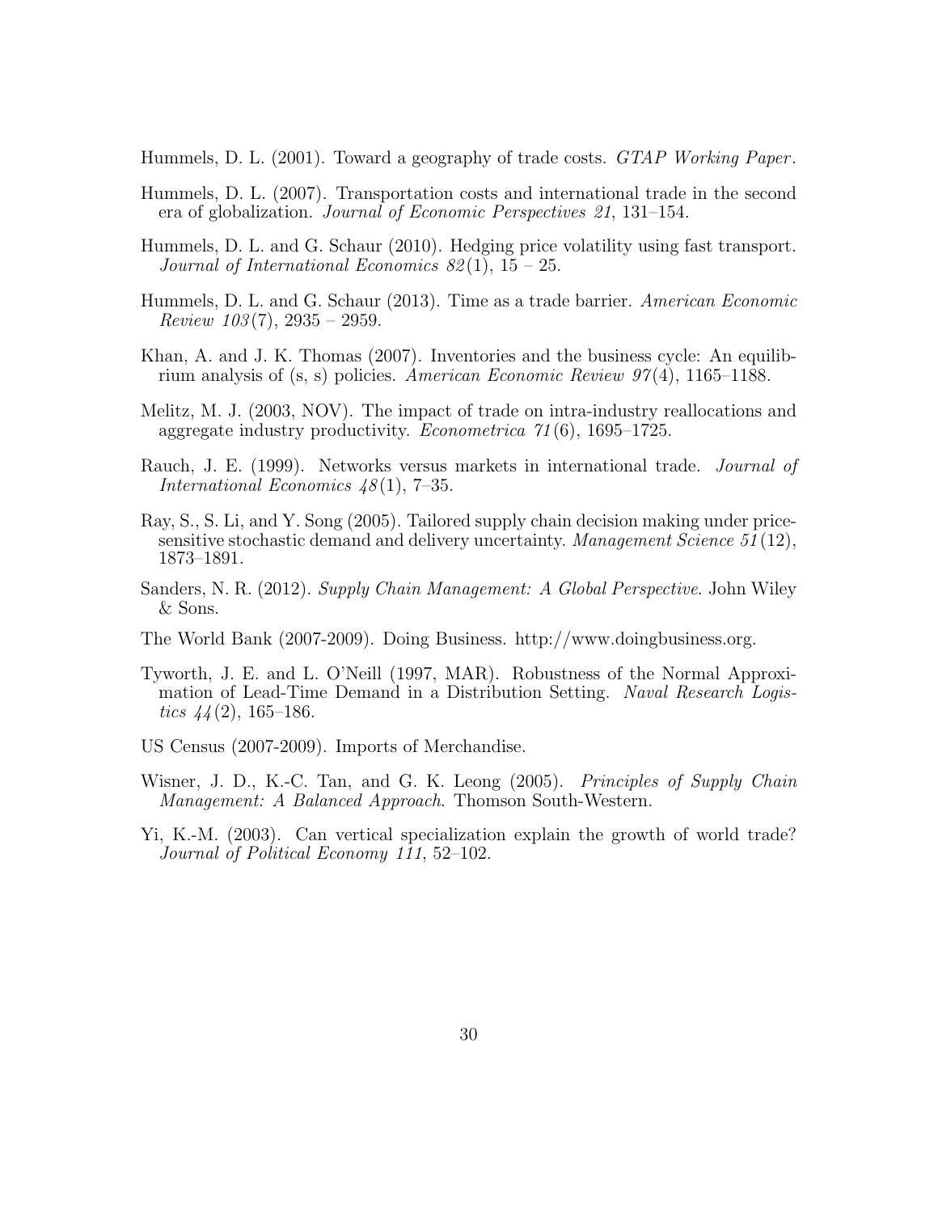Hummels, D. L. (2001). Toward a geography of trade costs. *GTAP Working Paper*.

Hummels, D. L. (2007). Transportation costs and international trade in the second era of globalization. *Journal of Economic Perspectives 21*, 131–154.

Hummels, D. L. and G. Schaur (2010). Hedging price volatility using fast transport. *Journal of International Economics 82*(1), 15 – 25.

Hummels, D. L. and G. Schaur (2013). Time as a trade barrier. *American Economic Review 103*(7), 2935 – 2959.

Khan, A. and J. K. Thomas (2007). Inventories and the business cycle: An equilibrium analysis of (s, s) policies. *American Economic Review 97*(4), 1165–1188.

Melitz, M. J. (2003, NOV). The impact of trade on intra-industry reallocations and aggregate industry productivity. *Econometrica 71*(6), 1695–1725.

Rauch, J. E. (1999). Networks versus markets in international trade. *Journal of International Economics 48*(1), 7–35.

Ray, S., S. Li, and Y. Song (2005). Tailored supply chain decision making under price-sensitive stochastic demand and delivery uncertainty. *Management Science 51*(12), 1873–1891.

Sanders, N. R. (2012). *Supply Chain Management: A Global Perspective*. John Wiley & Sons.

The World Bank (2007-2009). Doing Business. http://www.doingbusiness.org.

Tyworth, J. E. and L. O'Neill (1997, MAR). Robustness of the Normal Approximation of Lead-Time Demand in a Distribution Setting. *Naval Research Logistics 44*(2), 165–186.

US Census (2007-2009). Imports of Merchandise.

Wisner, J. D., K.-C. Tan, and G. K. Leong (2005). *Principles of Supply Chain Management: A Balanced Approach*. Thomson South-Western.

Yi, K.-M. (2003). Can vertical specialization explain the growth of world trade? *Journal of Political Economy 111*, 52–102.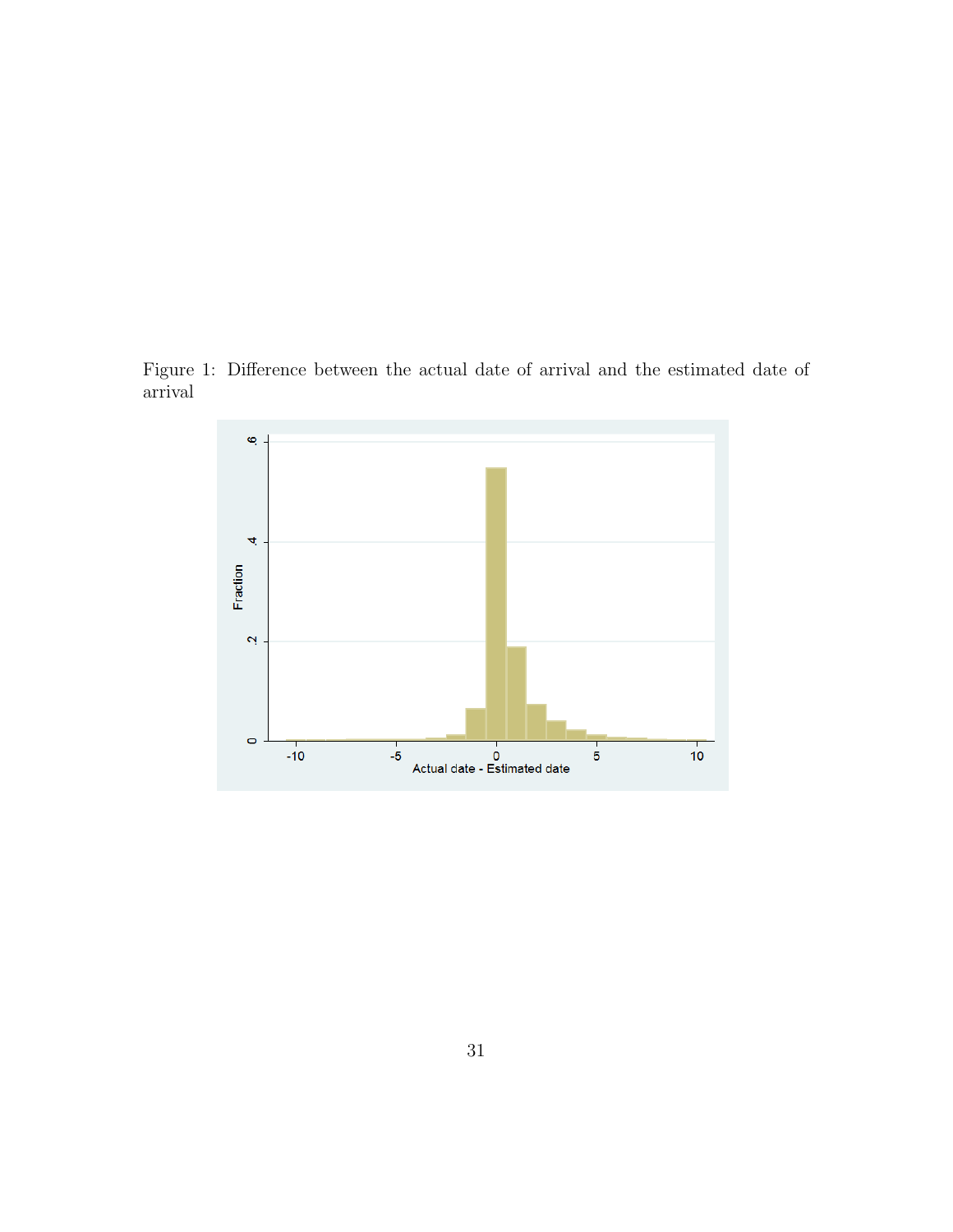Figure 1: Difference between the actual date of arrival and the estimated date of arrival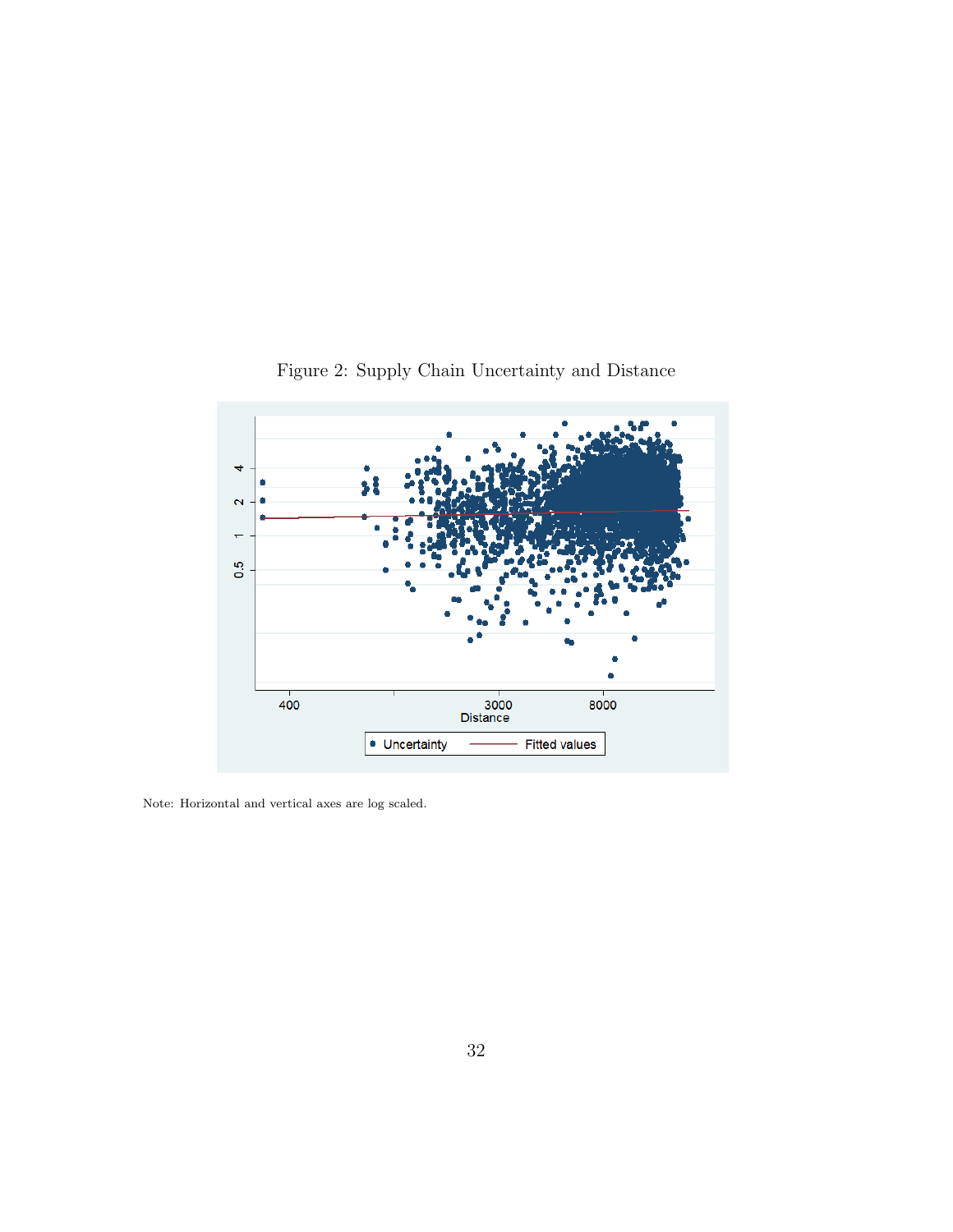Figure 2: Supply Chain Uncertainty and Distance

Note: Horizontal and vertical axes are log scaled.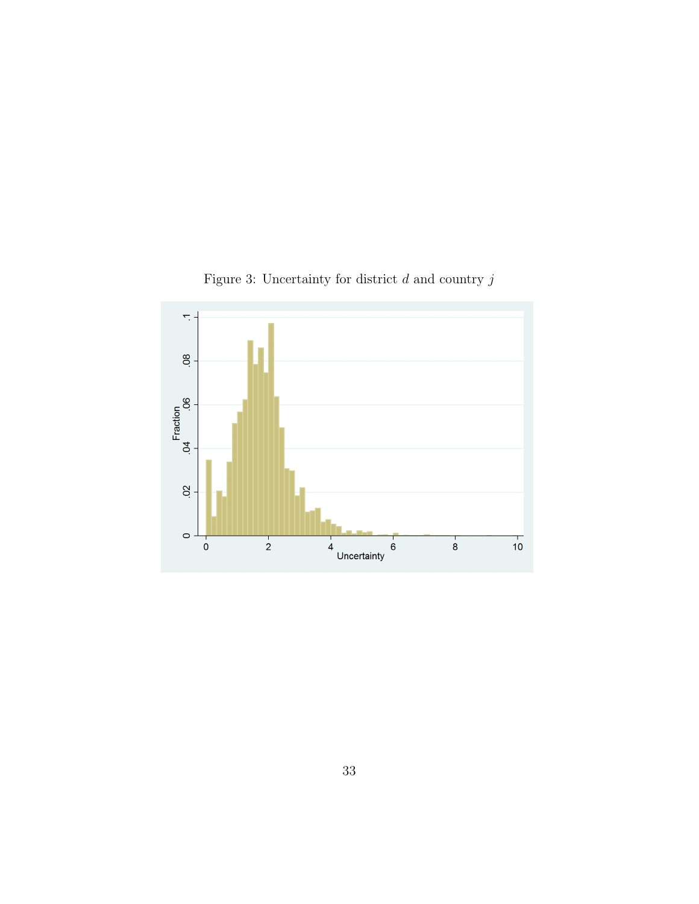Figure 3: Uncertainty for district $d$ and country $j$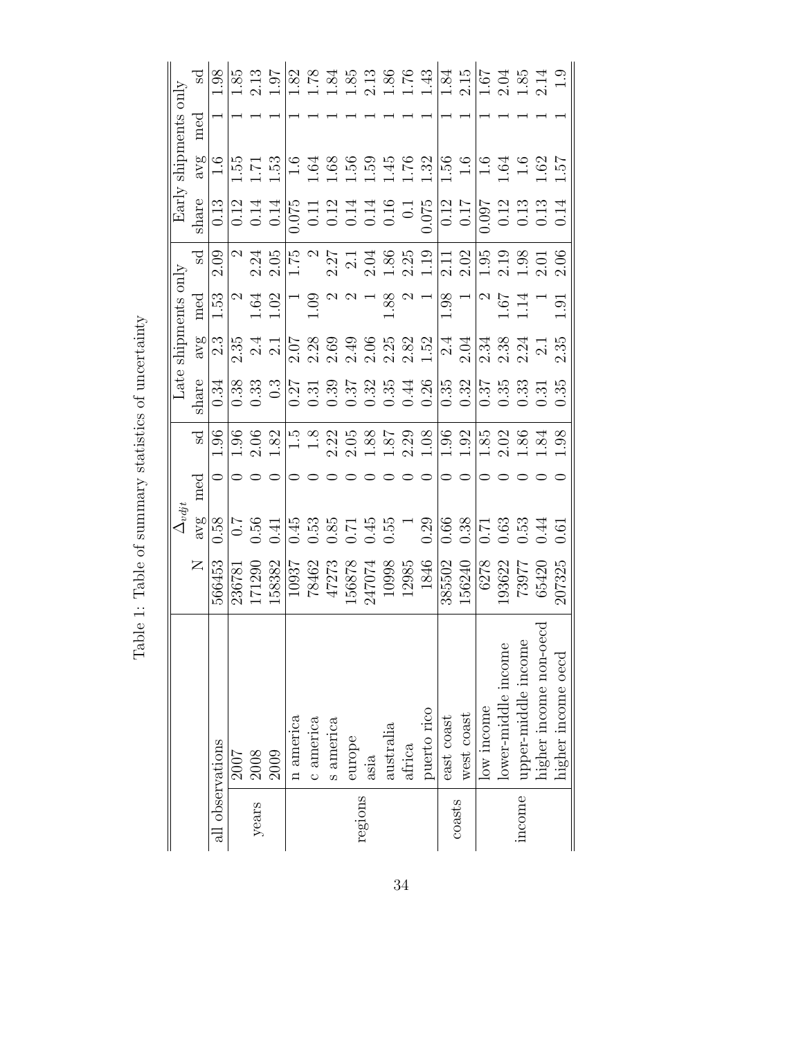Table 1: Table of summary statistics of uncertainty

| | | N | $\Delta_{vdjt}$ | | | Late shipments only | | | | Early shipments only | | | |
|---|---|---|---|---|---|---|---|---|---|---|---|---|---|
| | | | avg | med | sd | share | avg | med | sd | share | avg | med | sd |
| all observations | | 566453 | 0.58 | 0 | 1.96 | 0.34 | 2.3 | 1.53 | 2.09 | 0.13 | 1.6 | 1 | 1.98 |
| years | 2007 | 236781 | 0.7 | 0 | 1.96 | 0.38 | 2.35 | 2 | 2 | 0.12 | 1.55 | 1 | 1.85 |
| | 2008 | 171290 | 0.56 | 0 | 2.06 | 0.33 | 2.4 | 1.64 | 2.24 | 0.14 | 1.71 | 1 | 2.13 |
| | 2009 | 158382 | 0.41 | 0 | 1.82 | 0.3 | 2.1 | 1.02 | 2.05 | 0.14 | 1.53 | 1 | 1.97 |
| regions | n america | 10937 | 0.45 | 0 | 1.5 | 0.27 | 2.07 | 1 | 1.75 | 0.075 | 1.6 | 1 | 1.82 |
| | c america | 78462 | 0.53 | 0 | 1.8 | 0.31 | 2.28 | 1.09 | 2 | 0.11 | 1.64 | 1 | 1.78 |
| | s america | 47273 | 0.85 | 0 | 2.22 | 0.39 | 2.69 | 2 | 2.27 | 0.12 | 1.68 | 1 | 1.84 |
| | europe | 156878 | 0.71 | 0 | 2.05 | 0.37 | 2.49 | 2 | 2.1 | 0.14 | 1.56 | 1 | 1.85 |
| | asia | 247074 | 0.45 | 0 | 1.88 | 0.32 | 2.06 | 1 | 2.04 | 0.14 | 1.59 | 1 | 2.13 |
| | australia | 10998 | 0.55 | 0 | 1.87 | 0.35 | 2.25 | 1.88 | 1.86 | 0.16 | 1.45 | 1 | 1.86 |
| | africa | 12985 | 1 | 0 | 2.29 | 0.44 | 2.82 | 2 | 2.25 | 0.1 | 1.76 | 1 | 1.76 |
| | puerto rico | 1846 | 0.29 | 0 | 1.08 | 0.26 | 1.52 | 1 | 1.19 | 0.075 | 1.32 | 1 | 1.43 |
| coasts | east coast | 385502 | 0.66 | 0 | 1.96 | 0.35 | 2.4 | 1.98 | 2.11 | 0.12 | 1.56 | 1 | 1.84 |
| | west coast | 156240 | 0.38 | 0 | 1.92 | 0.32 | 2.04 | 1 | 2.02 | 0.17 | 1.6 | 1 | 2.15 |
| income | low income | 6278 | 0.71 | 0 | 1.85 | 0.37 | 2.34 | 2 | 1.95 | 0.097 | 1.6 | 1 | 1.67 |
| | lower-middle income | 193622 | 0.63 | 0 | 2.02 | 0.35 | 2.38 | 1.67 | 2.19 | 0.12 | 1.64 | 1 | 2.04 |
| | upper-middle income | 73977 | 0.53 | 0 | 1.86 | 0.33 | 2.24 | 1.14 | 1.98 | 0.13 | 1.6 | 1 | 1.85 |
| | higher income non-oecd | 65420 | 0.44 | 0 | 1.84 | 0.31 | 2.1 | 1 | 2.01 | 0.13 | 1.62 | 1 | 2.14 |
| | higher income oecd | 207325 | 0.61 | 0 | 1.98 | 0.35 | 2.35 | 1.91 | 2.06 | 0.14 | 1.57 | 1 | 1.9 |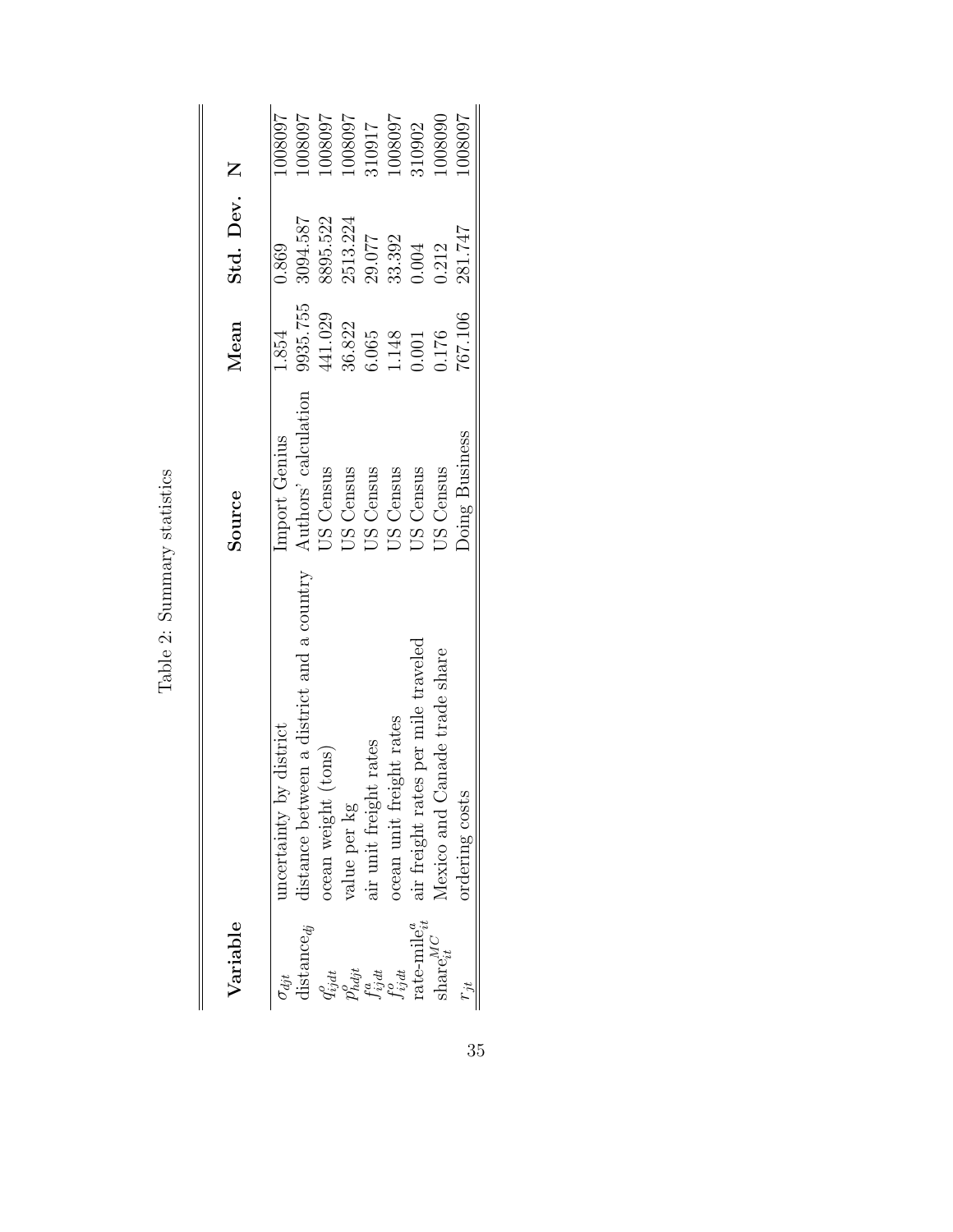Table 2: Summary statistics

| Variable | | Source | Mean | Std. Dev. | N |
|---|---|---|---|---|---|
| $\sigma_{djt}$ | uncertainty by district | Import Genius | 1.854 | 0.869 | 1008097 |
| distance$_{dj}$ | distance between a district and a country | Authors' calculation | 9935.755 | 3094.587 | 1008097 |
| $q^o_{ijdt}$ | ocean weight (tons) | US Census | 441.029 | 8895.522 | 1008097 |
| $p^o_{hdjt}$ | value per kg | US Census | 36.822 | 2513.224 | 1008097 |
| $f^a_{ijdt}$ | air unit freight rates | US Census | 6.065 | 29.077 | 310917 |
| $f^o_{ijdt}$ | ocean unit freight rates | US Census | 1.148 | 33.392 | 1008097 |
| rate-mile$^a_{it}$ | air freight rates per mile traveled | US Census | 0.001 | 0.004 | 310902 |
| share$^{MC}_{it}$ | Mexico and Canade trade share | US Census | 0.176 | 0.212 | 1008090 |
| $r_{jt}$ | ordering costs | Doing Business | 767.106 | 281.747 | 1008097 |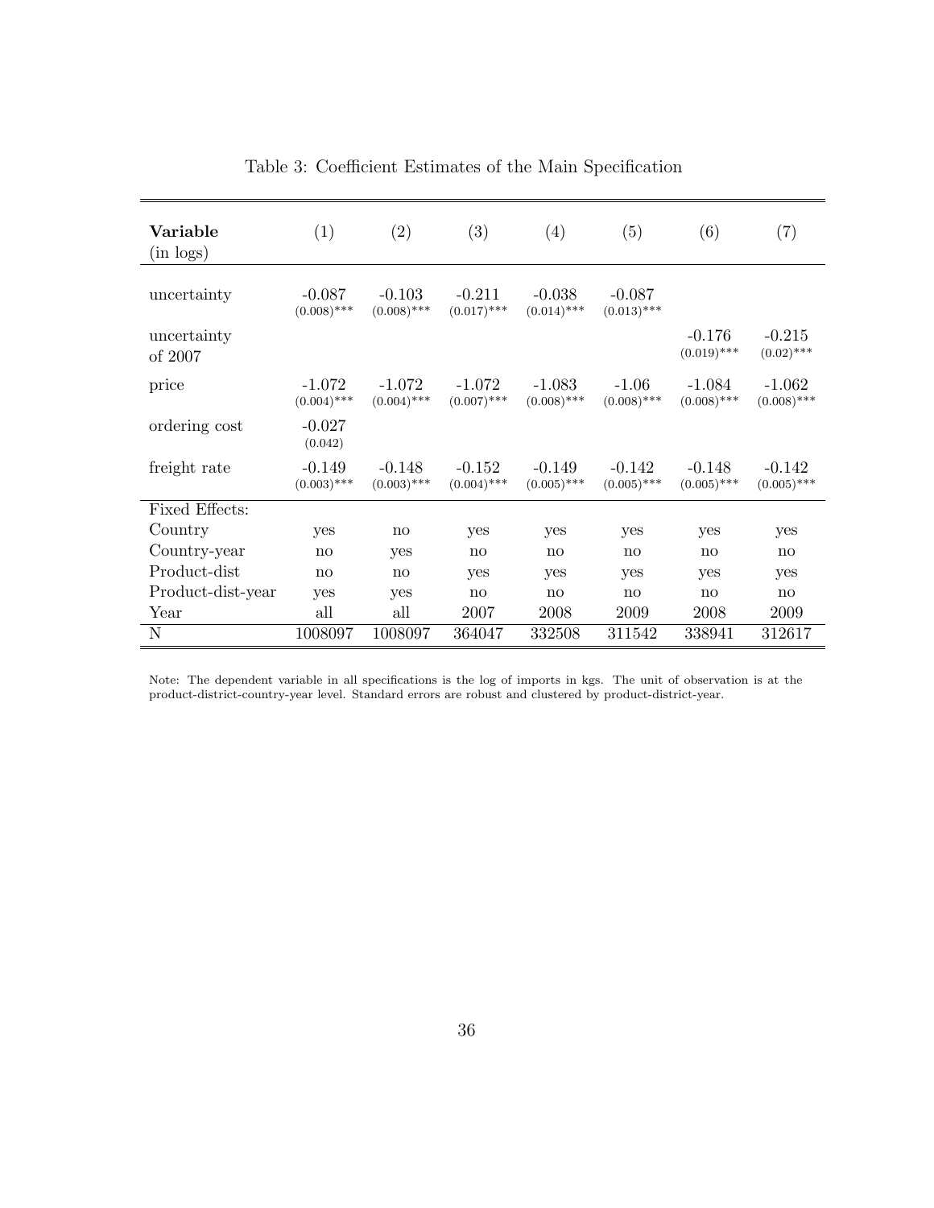Table 3: Coefficient Estimates of the Main Specification

| **Variable** (in logs) | (1) | (2) | (3) | (4) | (5) | (6) | (7) |
|---|---|---|---|---|---|---|---|
| uncertainty | -0.087 (0.008)*** | -0.103 (0.008)*** | -0.211 (0.017)*** | -0.038 (0.014)*** | -0.087 (0.013)*** | | |
| uncertainty of 2007 | | | | | | -0.176 (0.019)*** | -0.215 (0.02)*** |
| price | -1.072 (0.004)*** | -1.072 (0.004)*** | -1.072 (0.007)*** | -1.083 (0.008)*** | -1.06 (0.008)*** | -1.084 (0.008)*** | -1.062 (0.008)*** |
| ordering cost | -0.027 (0.042) | | | | | | |
| freight rate | -0.149 (0.003)*** | -0.148 (0.003)*** | -0.152 (0.004)*** | -0.149 (0.005)*** | -0.142 (0.005)*** | -0.148 (0.005)*** | -0.142 (0.005)*** |
| Fixed Effects: | | | | | | | |
| Country | yes | no | yes | yes | yes | yes | yes |
| Country-year | no | yes | no | no | no | no | no |
| Product-dist | no | no | yes | yes | yes | yes | yes |
| Product-dist-year | yes | yes | no | no | no | no | no |
| Year | all | all | 2007 | 2008 | 2009 | 2008 | 2009 |
| N | 1008097 | 1008097 | 364047 | 332508 | 311542 | 338941 | 312617 |

Note: The dependent variable in all specifications is the log of imports in kgs. The unit of observation is at the product-district-country-year level. Standard errors are robust and clustered by product-district-year.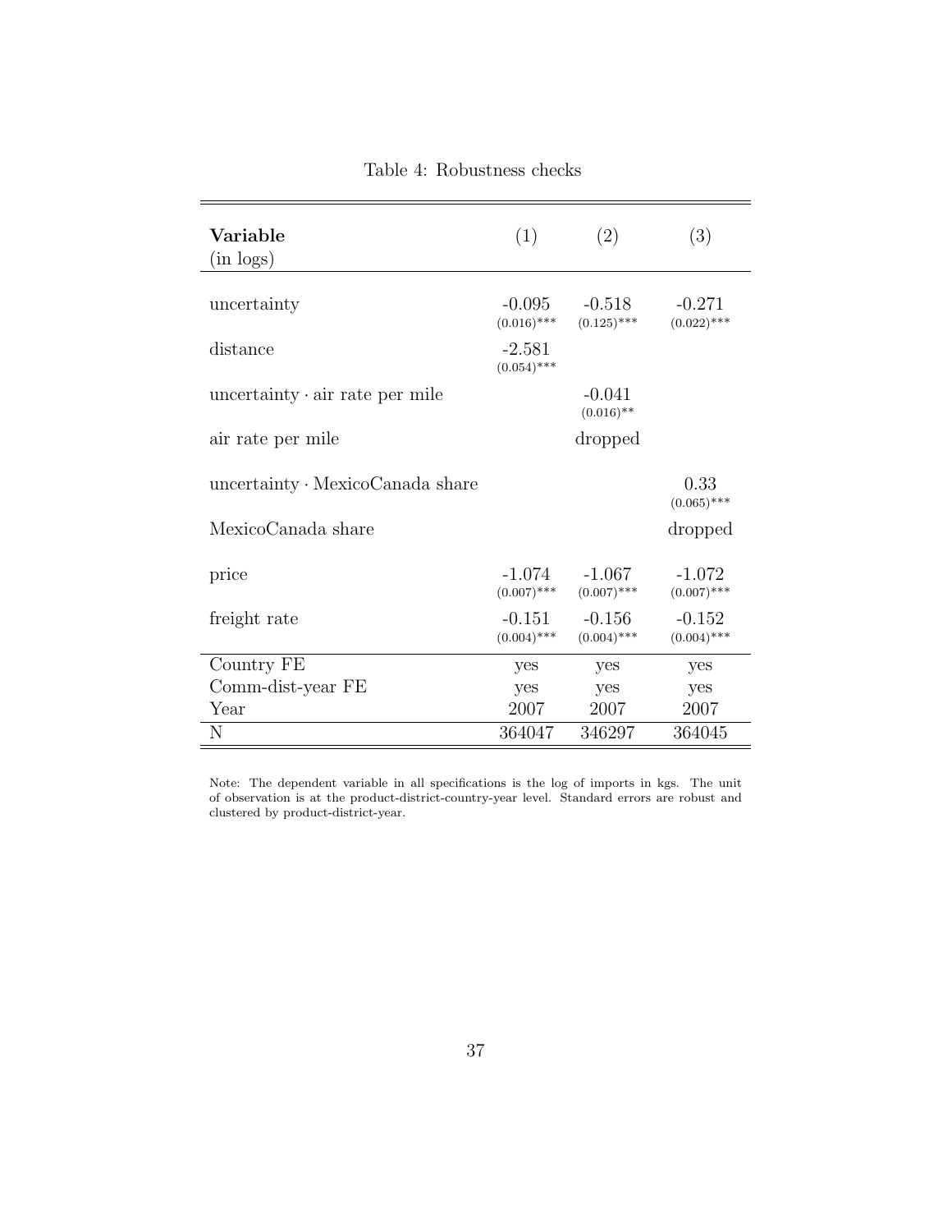Table 4: Robustness checks

| **Variable** (in logs) | (1) | (2) | (3) |
|---|---|---|---|
| uncertainty | -0.095 (0.016)*** | -0.518 (0.125)*** | -0.271 (0.022)*** |
| distance | -2.581 (0.054)*** | | |
| uncertainty · air rate per mile | | -0.041 (0.016)** | |
| air rate per mile | | dropped | |
| uncertainty · MexicoCanada share | | | 0.33 (0.065)*** |
| MexicoCanada share | | | dropped |
| price | -1.074 (0.007)*** | -1.067 (0.007)*** | -1.072 (0.007)*** |
| freight rate | -0.151 (0.004)*** | -0.156 (0.004)*** | -0.152 (0.004)*** |
| Country FE | yes | yes | yes |
| Comm-dist-year FE | yes | yes | yes |
| Year | 2007 | 2007 | 2007 |
| N | 364047 | 346297 | 364045 |

Note: The dependent variable in all specifications is the log of imports in kgs. The unit of observation is at the product-district-country-year level. Standard errors are robust and clustered by product-district-year.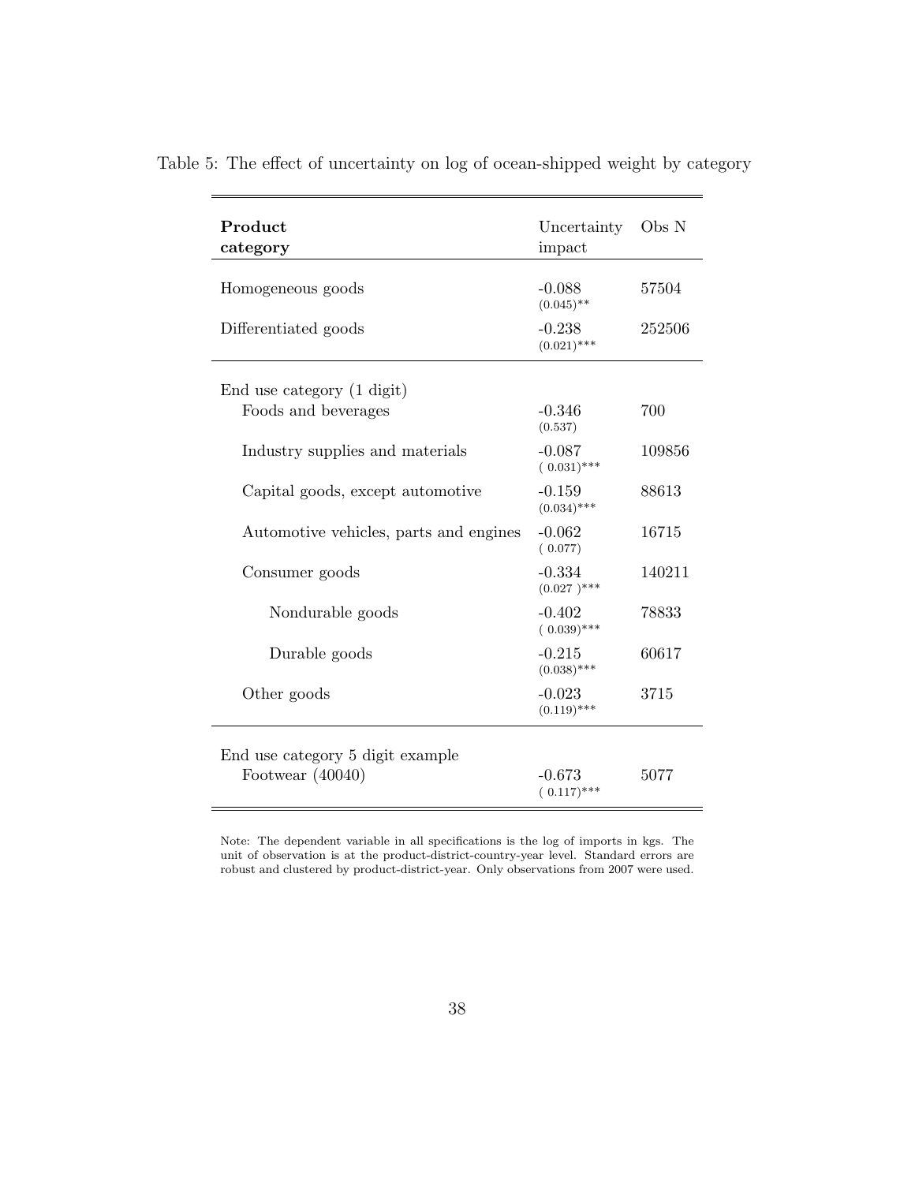Table 5: The effect of uncertainty on log of ocean-shipped weight by category

| **Product category** | Uncertainty impact | Obs N |
|---|---|---|
| Homogeneous goods | -0.088<br>(0.045)** | 57504 |
| Differentiated goods | -0.238<br>(0.021)*** | 252506 |
| End use category (1 digit) | | |
| Foods and beverages | -0.346<br>(0.537) | 700 |
| Industry supplies and materials | -0.087<br>( 0.031)*** | 109856 |
| Capital goods, except automotive | -0.159<br>(0.034)*** | 88613 |
| Automotive vehicles, parts and engines | -0.062<br>( 0.077) | 16715 |
| Consumer goods | -0.334<br>(0.027 )*** | 140211 |
| Nondurable goods | -0.402<br>( 0.039)*** | 78833 |
| Durable goods | -0.215<br>(0.038)*** | 60617 |
| Other goods | -0.023<br>(0.119)*** | 3715 |
| End use category 5 digit example | | |
| Footwear (40040) | -0.673<br>( 0.117)*** | 5077 |

Note: The dependent variable in all specifications is the log of imports in kgs. The unit of observation is at the product-district-country-year level. Standard errors are robust and clustered by product-district-year. Only observations from 2007 were used.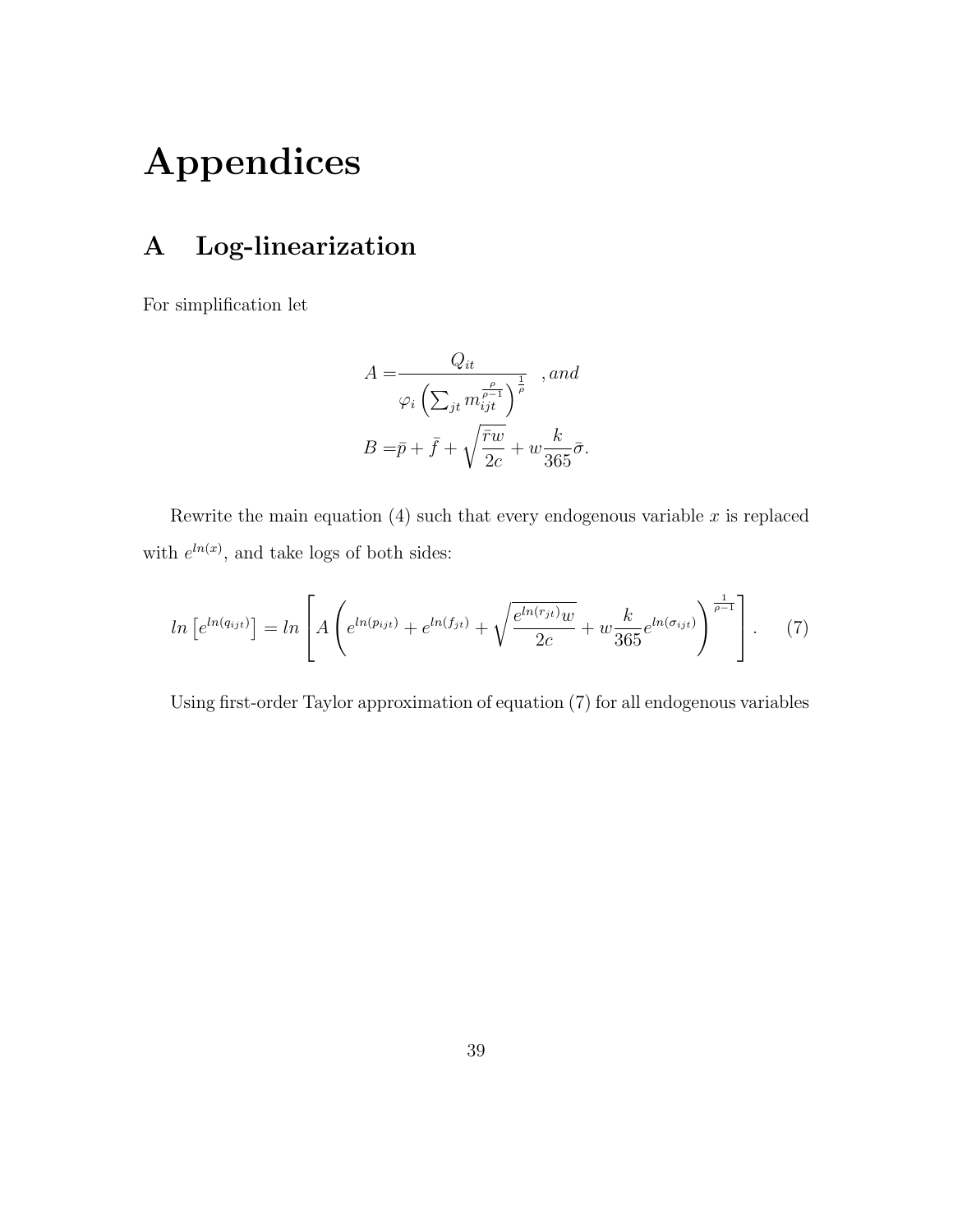# Appendices

## A Log-linearization

For simplification let

$$
\begin{aligned}
A =& \frac{Q_{it}}{\varphi_i \left( \sum_{jt} m_{ijt}^{\frac{\rho}{\rho-1}} \right)^{\frac{1}{\rho}}} \quad , and \\
B =& \bar{p} + \bar{f} + \sqrt{\frac{\bar{r} w}{2c}} + w \frac{k}{365} \bar{\sigma}.
\end{aligned}
$$

Rewrite the main equation (4) such that every endogenous variable $x$ is replaced with $e^{ln(x)}$, and take logs of both sides:

$$
ln \left[ e^{ln(q_{ijt})} \right] = ln \left[ A \left( e^{ln(p_{ijt})} + e^{ln(f_{jt})} + \sqrt{\frac{e^{ln(r_{jt})} w}{2c}} + w \frac{k}{365} e^{ln(\sigma_{ijt})} \right)^{\frac{1}{\rho-1}} \right]. \quad (7)
$$

Using first-order Taylor approximation of equation (7) for all endogenous variables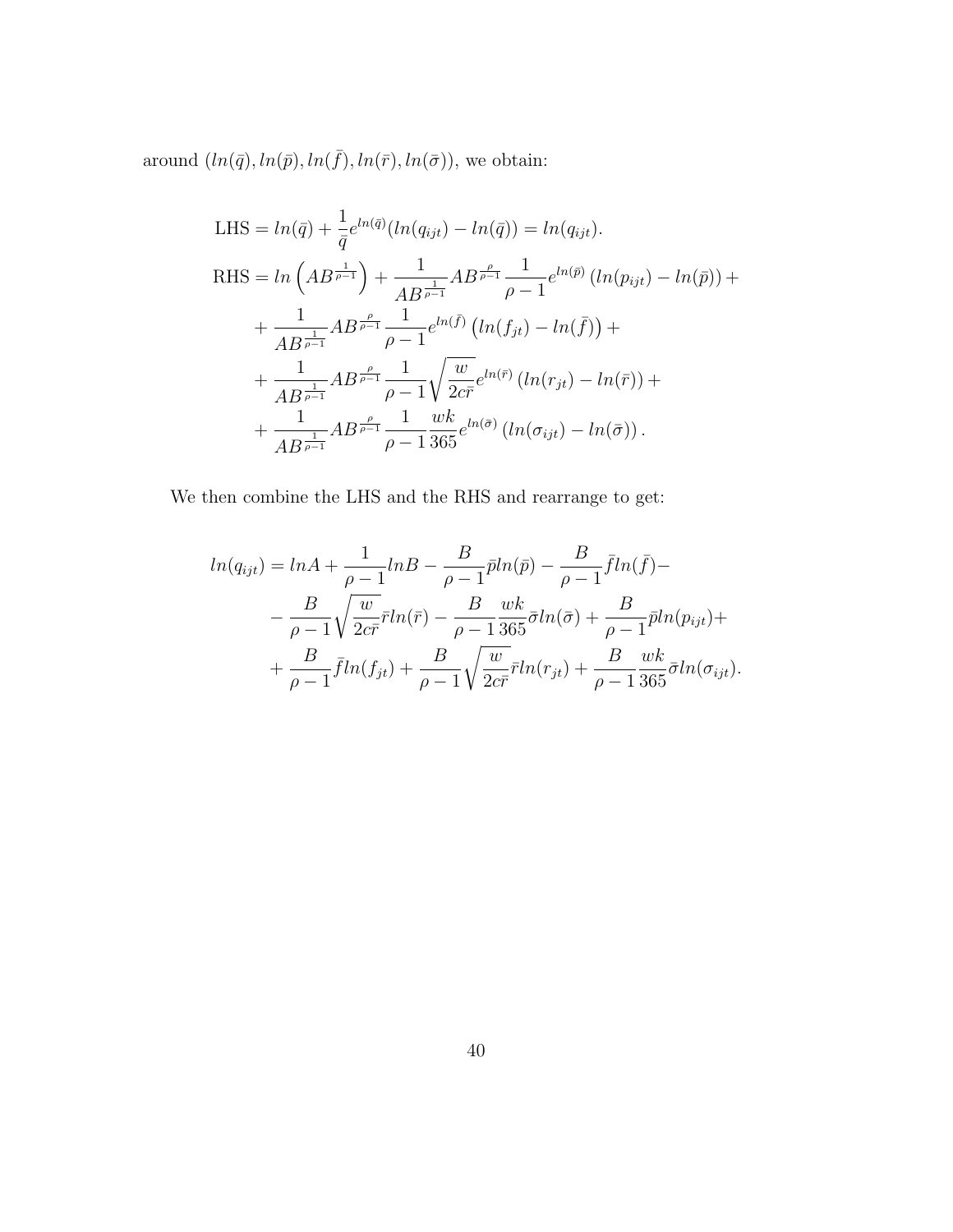around $(ln(\bar{q}), ln(\bar{p}), ln(\bar{f}), ln(\bar{r}), ln(\bar{\sigma}))$, we obtain:

$$
\begin{aligned}
\text{LHS} &= ln(\bar{q}) + \frac{1}{\bar{q}} e^{ln(\bar{q})} (ln(q_{ijt}) - ln(\bar{q})) = ln(q_{ijt}). \\
\text{RHS} &= ln\left(AB^{\frac{1}{\rho-1}}\right) + \frac{1}{AB^{\frac{1}{\rho-1}}} AB^{\frac{\rho}{\rho-1}} \frac{1}{\rho-1} e^{ln(\bar{p})} \left(ln(p_{ijt}) - ln(\bar{p})\right) + \\
&+ \frac{1}{AB^{\frac{1}{\rho-1}}} AB^{\frac{\rho}{\rho-1}} \frac{1}{\rho-1} e^{ln(\bar{f})} \left(ln(f_{jt}) - ln(\bar{f})\right) + \\
&+ \frac{1}{AB^{\frac{1}{\rho-1}}} AB^{\frac{\rho}{\rho-1}} \frac{1}{\rho-1} \sqrt{\frac{w}{2c\bar{r}}} e^{ln(\bar{r})} \left(ln(r_{jt}) - ln(\bar{r})\right) + \\
&+ \frac{1}{AB^{\frac{1}{\rho-1}}} AB^{\frac{\rho}{\rho-1}} \frac{1}{\rho-1} \frac{wk}{365} e^{ln(\bar{\sigma})} \left(ln(\sigma_{ijt}) - ln(\bar{\sigma})\right).
\end{aligned}
$$

We then combine the LHS and the RHS and rearrange to get:

$$
\begin{aligned}
ln(q_{ijt}) &= lnA + \frac{1}{\rho-1} lnB - \frac{B}{\rho-1} \bar{p} ln(\bar{p}) - \frac{B}{\rho-1} \bar{f} ln(\bar{f}) - \\
&- \frac{B}{\rho-1} \sqrt{\frac{w}{2c\bar{r}}} \bar{r} ln(\bar{r}) - \frac{B}{\rho-1} \frac{wk}{365} \bar{\sigma} ln(\bar{\sigma}) + \frac{B}{\rho-1} \bar{p} ln(p_{ijt}) + \\
&+ \frac{B}{\rho-1} \bar{f} ln(f_{jt}) + \frac{B}{\rho-1} \sqrt{\frac{w}{2c\bar{r}}} \bar{r} ln(r_{jt}) + \frac{B}{\rho-1} \frac{wk}{365} \bar{\sigma} ln(\sigma_{ijt}).
\end{aligned}
$$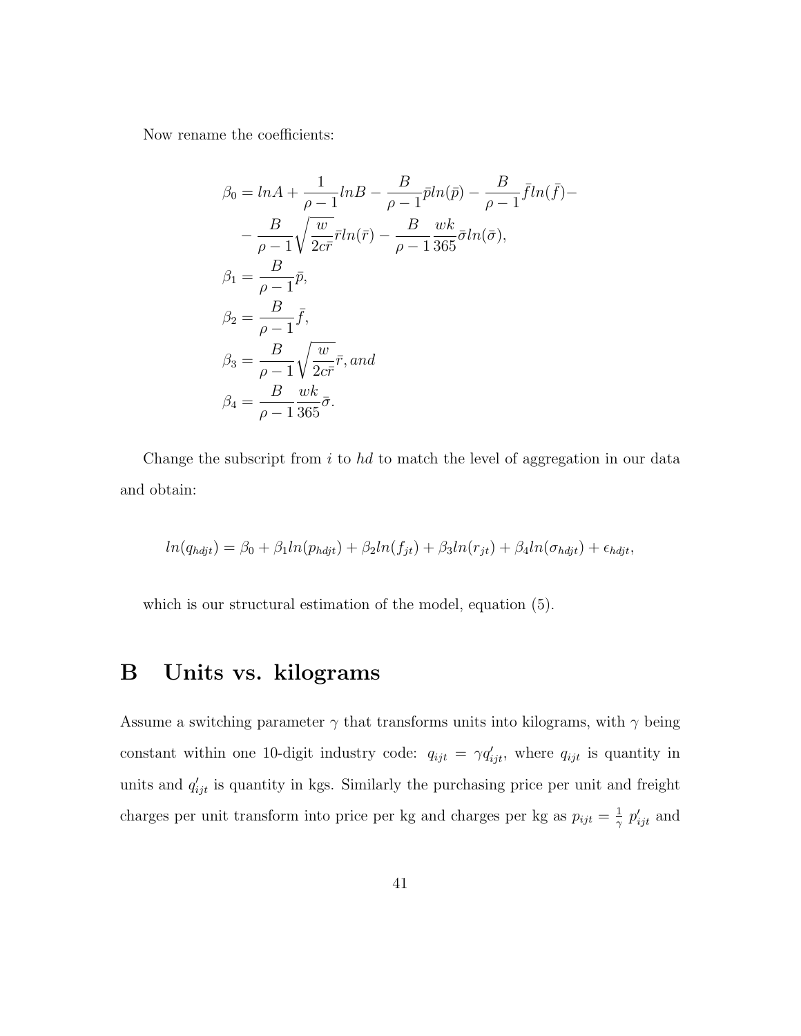Now rename the coefficients:

$$
\begin{aligned}
\beta_0 &= lnA + \frac{1}{\rho - 1} lnB - \frac{B}{\rho - 1} \bar{p} ln(\bar{p}) - \frac{B}{\rho - 1} \bar{f} ln(\bar{f}) - \\
&- \frac{B}{\rho - 1} \sqrt{\frac{w}{2c\bar{r}}} \bar{r} ln(\bar{r}) - \frac{B}{\rho - 1} \frac{wk}{365} \bar{\sigma} ln(\bar{\sigma}), \\
\beta_1 &= \frac{B}{\rho - 1} \bar{p}, \\
\beta_2 &= \frac{B}{\rho - 1} \bar{f}, \\
\beta_3 &= \frac{B}{\rho - 1} \sqrt{\frac{w}{2c\bar{r}}} \bar{r}, and \\
\beta_4 &= \frac{B}{\rho - 1} \frac{wk}{365} \bar{\sigma}.
\end{aligned}
$$

Change the subscript from $i$ to $hd$ to match the level of aggregation in our data and obtain:

$$
ln(q_{hdjt}) = \beta_0 + \beta_1 ln(p_{hdjt}) + \beta_2 ln(f_{jt}) + \beta_3 ln(r_{jt}) + \beta_4 ln(\sigma_{hdjt}) + \epsilon_{hdjt},
$$

which is our structural estimation of the model, equation (5).

# B Units vs. kilograms

Assume a switching parameter $\gamma$ that transforms units into kilograms, with $\gamma$ being constant within one 10-digit industry code: $q_{ijt} = \gamma q'_{ijt}$, where $q_{ijt}$ is quantity in units and $q'_{ijt}$ is quantity in kgs. Similarly the purchasing price per unit and freight charges per unit transform into price per kg and charges per kg as $p_{ijt} = \frac{1}{\gamma}\ p'_{ijt}$ and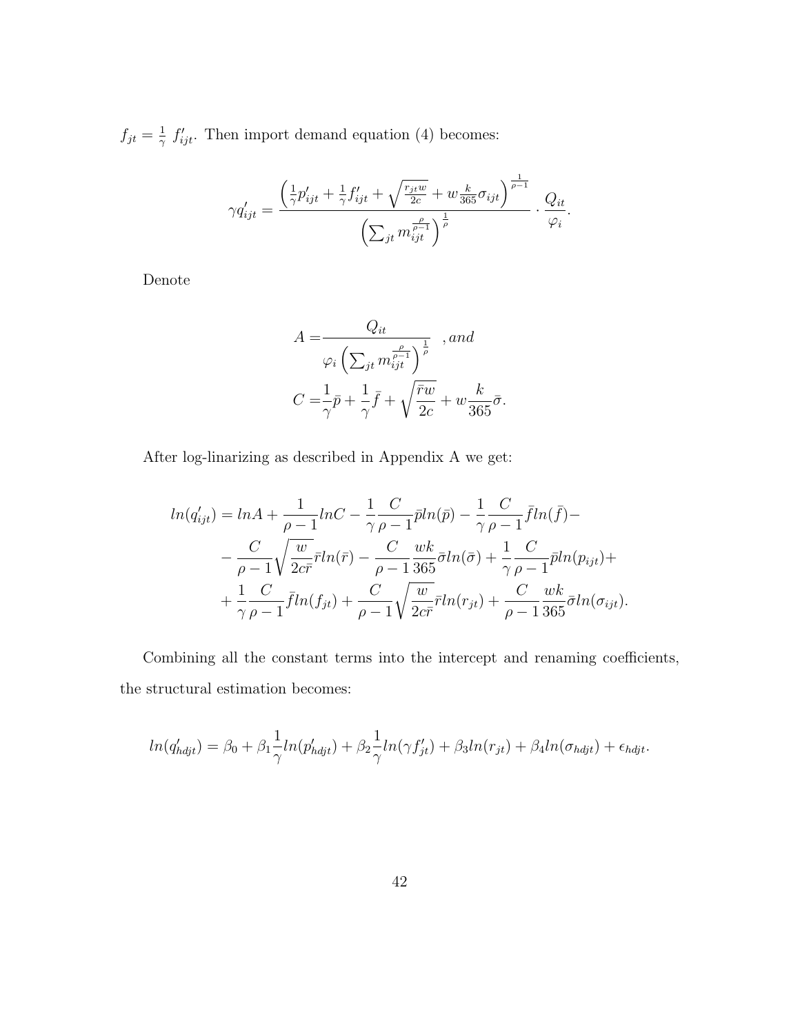$f_{jt} = \frac{1}{\gamma}\ f'_{ijt}$. Then import demand equation (4) becomes:

$$\gamma q'_{ijt} = \frac{\left(\frac{1}{\gamma}p'_{ijt} + \frac{1}{\gamma}f'_{ijt} + \sqrt{\frac{r_{jt}w}{2c}} + w\frac{k}{365}\sigma_{ijt}\right)^{\frac{1}{\rho-1}}}{\left(\sum_{jt} m_{ijt}^{\frac{\rho}{\rho-1}}\right)^{\frac{1}{\rho}}} \cdot \frac{Q_{it}}{\varphi_i}.$$

Denote

$$A = \frac{Q_{it}}{\varphi_i \left(\sum_{jt} m_{ijt}^{\frac{\rho}{\rho-1}}\right)^{\frac{1}{\rho}}} \quad , and$$

$$C = \frac{1}{\gamma}\bar{p} + \frac{1}{\gamma}\bar{f} + \sqrt{\frac{\bar{r}w}{2c}} + w\frac{k}{365}\bar{\sigma}.$$

After log-linarizing as described in Appendix A we get:

$$\begin{aligned} ln(q'_{ijt}) = &\, lnA + \frac{1}{\rho-1}lnC - \frac{1}{\gamma}\frac{C}{\rho-1}\bar{p}ln(\bar{p}) - \frac{1}{\gamma}\frac{C}{\rho-1}\bar{f}ln(\bar{f}) - \\ &- \frac{C}{\rho-1}\sqrt{\frac{w}{2c\bar{r}}}\bar{r}ln(\bar{r}) - \frac{C}{\rho-1}\frac{wk}{365}\bar{\sigma}ln(\bar{\sigma}) + \frac{1}{\gamma}\frac{C}{\rho-1}\bar{p}ln(p_{ijt}) + \\ &+ \frac{1}{\gamma}\frac{C}{\rho-1}\bar{f}ln(f_{jt}) + \frac{C}{\rho-1}\sqrt{\frac{w}{2c\bar{r}}}\bar{r}ln(r_{jt}) + \frac{C}{\rho-1}\frac{wk}{365}\bar{\sigma}ln(\sigma_{ijt}). \end{aligned}$$

Combining all the constant terms into the intercept and renaming coefficients, the structural estimation becomes:

$$ln(q'_{hdjt}) = \beta_0 + \beta_1\frac{1}{\gamma}ln(p'_{hdjt}) + \beta_2\frac{1}{\gamma}ln(\gamma f'_{jt}) + \beta_3 ln(r_{jt}) + \beta_4 ln(\sigma_{hdjt}) + \epsilon_{hdjt}.$$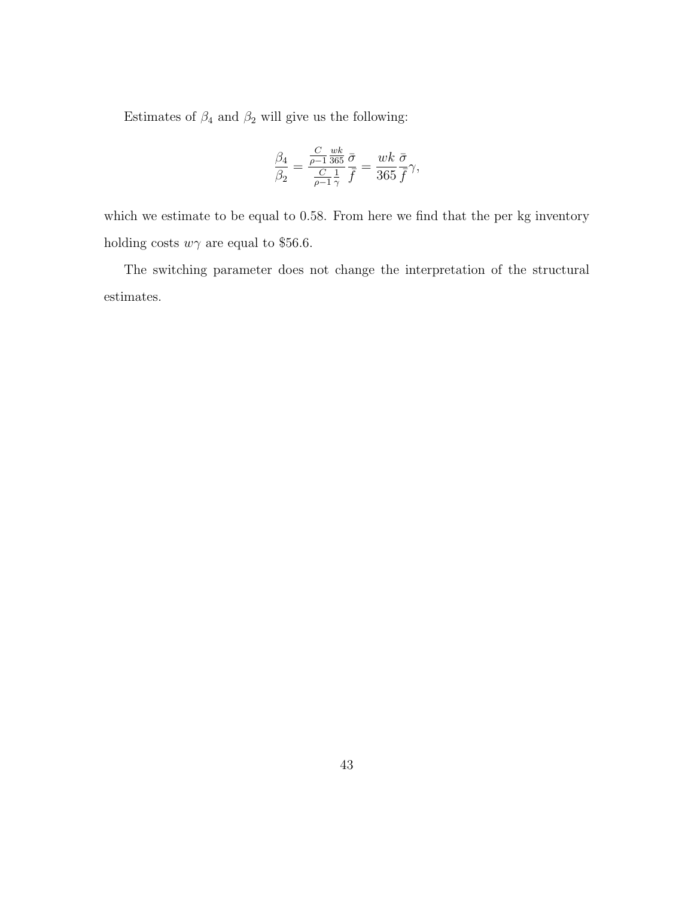Estimates of $\beta_4$ and $\beta_2$ will give us the following:

$$\frac{\beta_4}{\beta_2} = \frac{\frac{C}{\rho-1}\frac{wk}{365}}{\frac{C}{\rho-1}\frac{1}{\gamma}}\frac{\bar{\sigma}}{\bar{f}} = \frac{wk}{365}\frac{\bar{\sigma}}{\bar{f}}\gamma,$$

which we estimate to be equal to 0.58. From here we find that the per kg inventory holding costs $w\gamma$ are equal to \$56.6.

The switching parameter does not change the interpretation of the structural estimates.